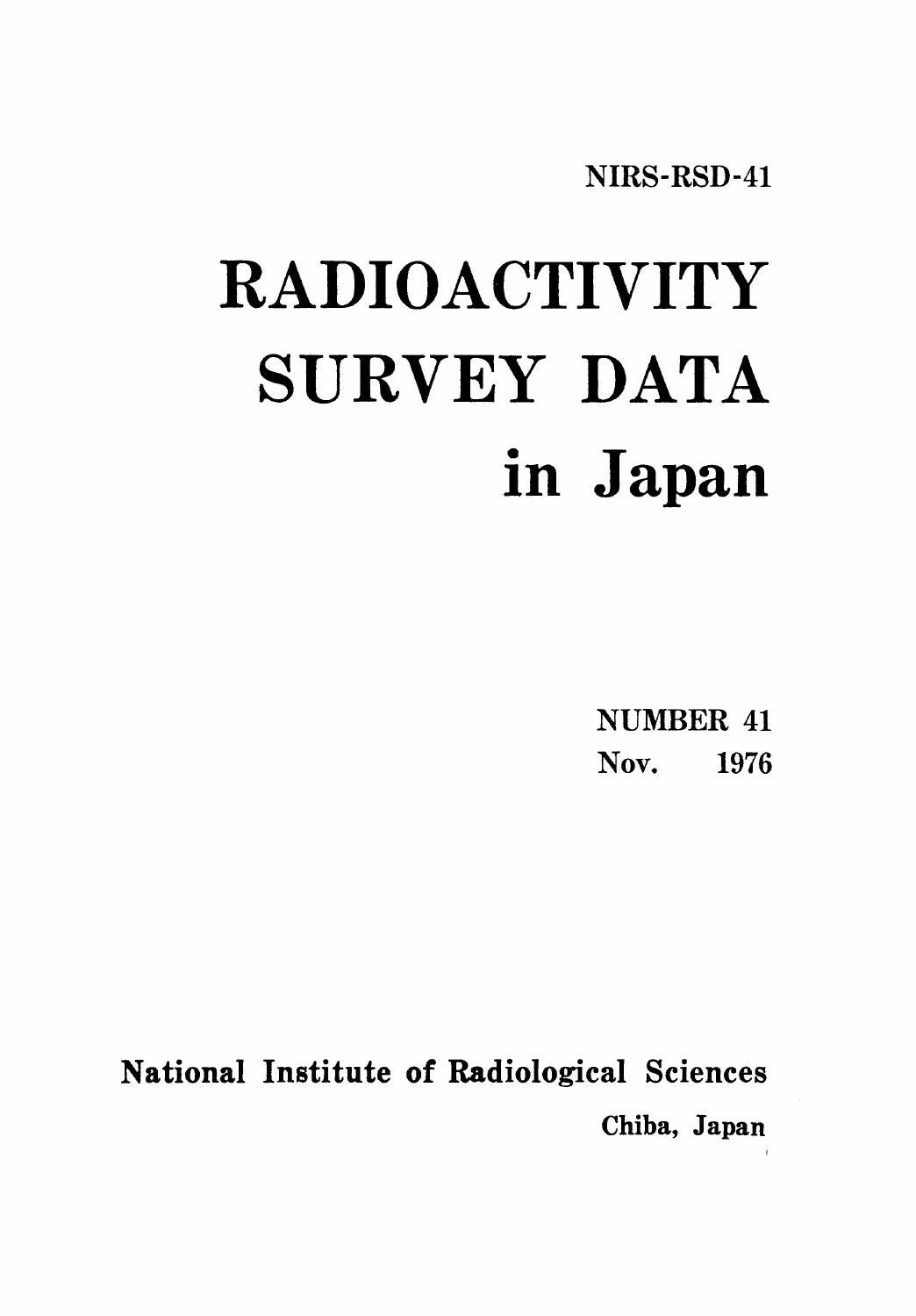NIRS-RSD-41

# RADIOACTIVITY SURVEY DATA in Japan

NUMBER 41
Nov. 1976

National Institute of Radiological Sciences
Chiba, Japan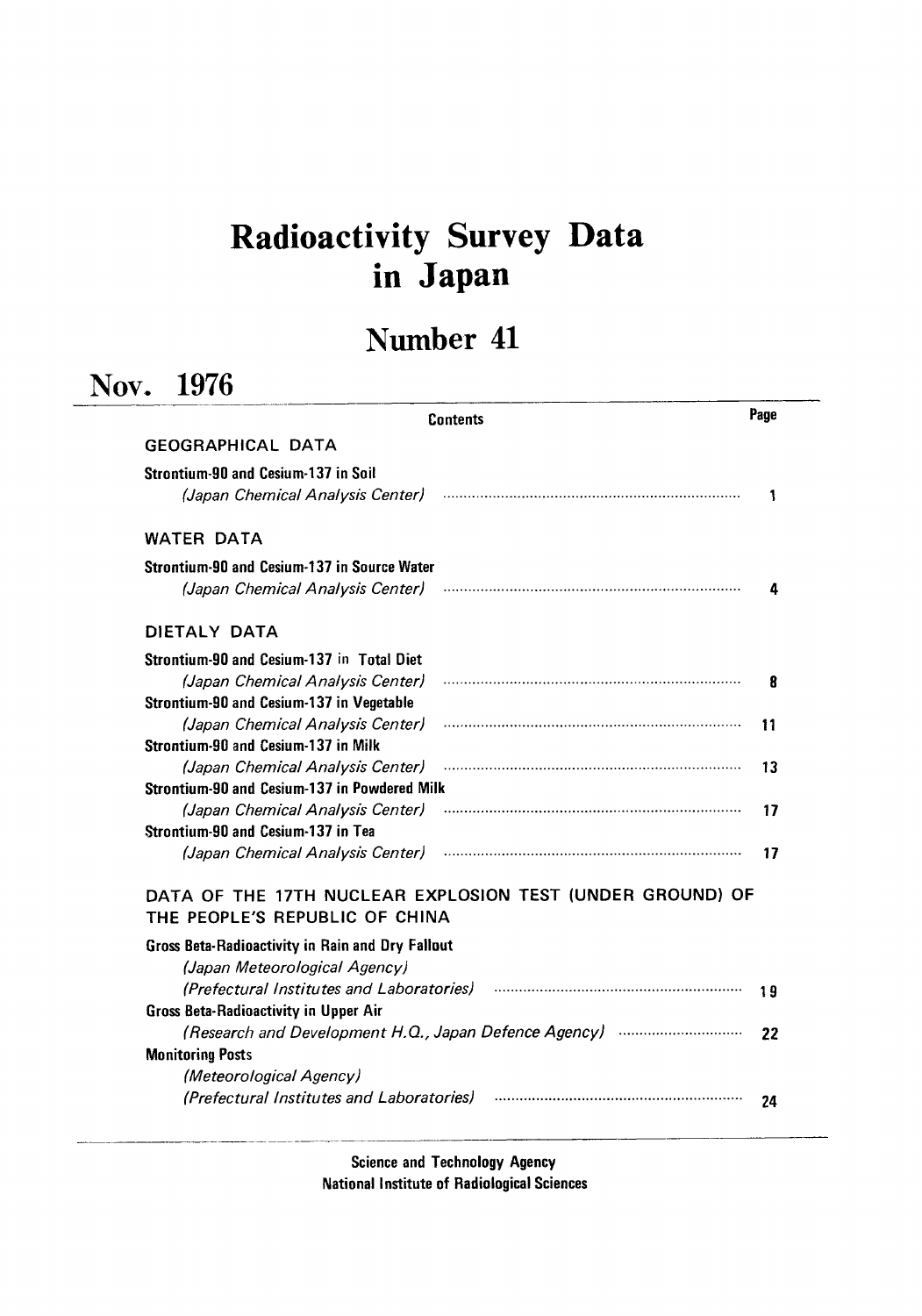# Radioactivity Survey Data in Japan

## Number 41

## Nov. 1976

| Contents | Page |
|---|---|
| **GEOGRAPHICAL DATA** | |
| **Strontium-90 and Cesium-137 in Soil** | |
| *(Japan Chemical Analysis Center)* | 1 |
| **WATER DATA** | |
| **Strontium-90 and Cesium-137 in Source Water** | |
| *(Japan Chemical Analysis Center)* | 4 |
| **DIETALY DATA** | |
| **Strontium-90 and Cesium-137 in Total Diet** | |
| *(Japan Chemical Analysis Center)* | 8 |
| **Strontium-90 and Cesium-137 in Vegetable** | |
| *(Japan Chemical Analysis Center)* | 11 |
| **Strontium-90 and Cesium-137 in Milk** | |
| *(Japan Chemical Analysis Center)* | 13 |
| **Strontium-90 and Cesium-137 in Powdered Milk** | |
| *(Japan Chemical Analysis Center)* | 17 |
| **Strontium-90 and Cesium-137 in Tea** | |
| *(Japan Chemical Analysis Center)* | 17 |
| **DATA OF THE 17TH NUCLEAR EXPLOSION TEST (UNDER GROUND) OF THE PEOPLE'S REPUBLIC OF CHINA** | |
| **Gross Beta-Radioactivity in Rain and Dry Fallout** | |
| *(Japan Meteorological Agency)* | |
| *(Prefectural Institutes and Laboratories)* | 19 |
| **Gross Beta-Radioactivity in Upper Air** | |
| *(Research and Development H.Q., Japan Defence Agency)* | 22 |
| **Monitoring Posts** | |
| *(Meteorological Agency)* | |
| *(Prefectural Institutes and Laboratories)* | 24 |

**Science and Technology Agency**
**National Institute of Radiological Sciences**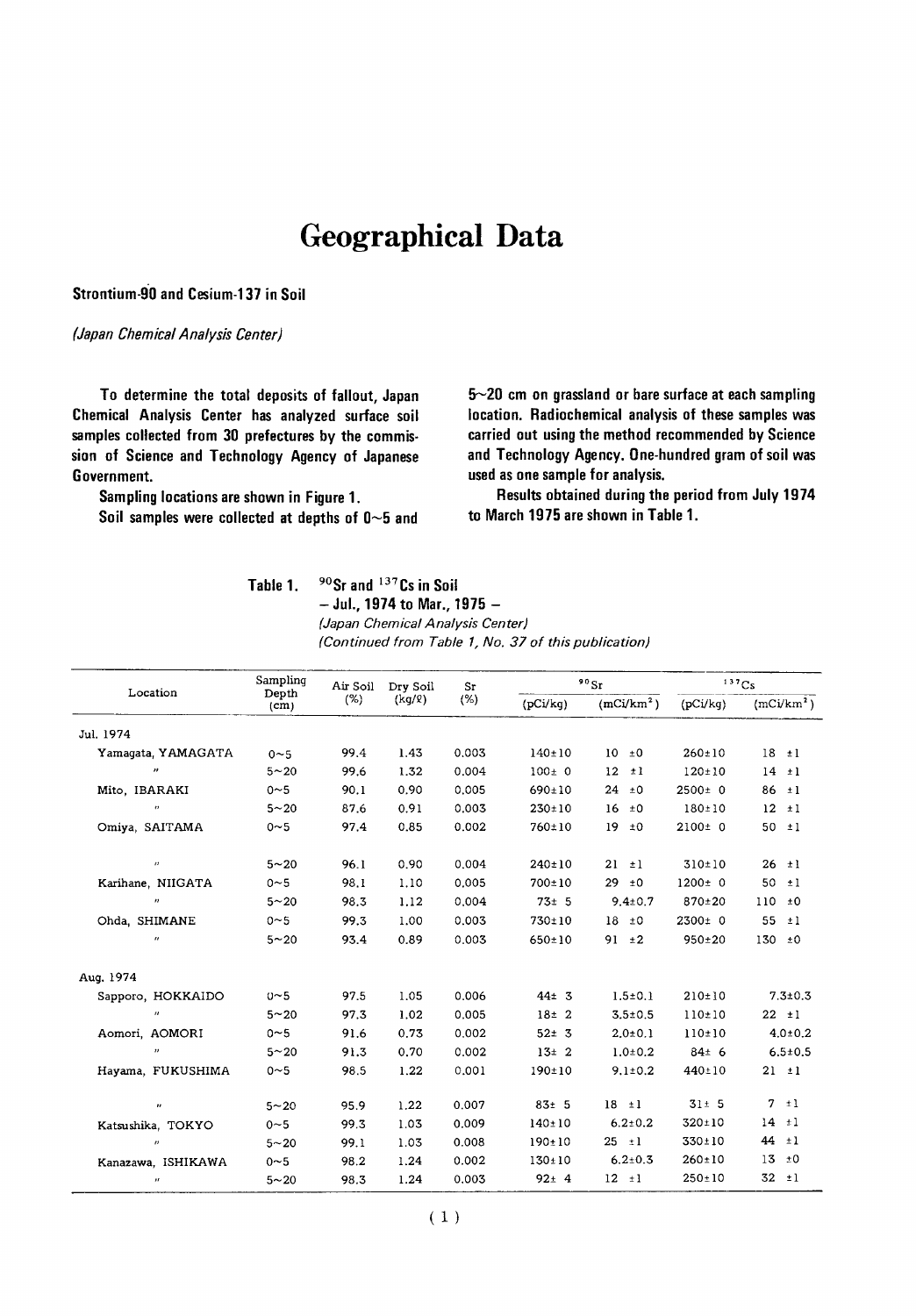# Geographical Data

## Strontium-90 and Cesium-137 in Soil

*(Japan Chemical Analysis Center)*

To determine the total deposits of fallout, Japan Chemical Analysis Center has analyzed surface soil samples collected from 30 prefectures by the commission of Science and Technology Agency of Japanese Government.

Sampling locations are shown in Figure 1.

Soil samples were collected at depths of 0~5 and 5~20 cm on grassland or bare surface at each sampling location. Radiochemical analysis of these samples was carried out using the method recommended by Science and Technology Agency. One-hundred gram of soil was used as one sample for analysis.

Results obtained during the period from July 1974 to March 1975 are shown in Table 1.

**Table 1.** $^{90}$Sr and $^{137}$Cs in Soil
– Jul., 1974 to Mar., 1975 –
*(Japan Chemical Analysis Center)*
*(Continued from Table 1, No. 37 of this publication)*

| Location | Sampling Depth (cm) | Air Soil (%) | Dry Soil (kg/ℓ) | Sr (%) | $^{90}$Sr | | $^{137}$Cs | |
|---|---|---|---|---|---|---|---|---|
| | | | | | (pCi/kg) | (mCi/km$^2$) | (pCi/kg) | (mCi/km$^2$) |
| Jul. 1974 | | | | | | | | |
| Yamagata, YAMAGATA | 0~5 | 99.4 | 1.43 | 0.003 | 140±10 | 10 ±0 | 260±10 | 18 ±1 |
| 〃 | 5~20 | 99.6 | 1.32 | 0.004 | 100± 0 | 12 ±1 | 120±10 | 14 ±1 |
| Mito, IBARAKI | 0~5 | 90.1 | 0.90 | 0.005 | 690±10 | 24 ±0 | 2500± 0 | 86 ±1 |
| 〃 | 5~20 | 87.6 | 0.91 | 0.003 | 230±10 | 16 ±0 | 180±10 | 12 ±1 |
| Omiya, SAITAMA | 0~5 | 97.4 | 0.85 | 0.002 | 760±10 | 19 ±0 | 2100± 0 | 50 ±1 |
| 〃 | 5~20 | 96.1 | 0.90 | 0.004 | 240±10 | 21 ±1 | 310±10 | 26 ±1 |
| Karihane, NIIGATA | 0~5 | 98.1 | 1.10 | 0.005 | 700±10 | 29 ±0 | 1200± 0 | 50 ±1 |
| 〃 | 5~20 | 98.3 | 1.12 | 0.004 | 73± 5 | 9.4±0.7 | 870±20 | 110 ±0 |
| Ohda, SHIMANE | 0~5 | 99.3 | 1.00 | 0.003 | 730±10 | 18 ±0 | 2300± 0 | 55 ±1 |
| 〃 | 5~20 | 93.4 | 0.89 | 0.003 | 650±10 | 91 ±2 | 950±20 | 130 ±0 |
| Aug. 1974 | | | | | | | | |
| Sapporo, HOKKAIDO | 0~5 | 97.5 | 1.05 | 0.006 | 44± 3 | 1.5±0.1 | 210±10 | 7.3±0.3 |
| 〃 | 5~20 | 97.3 | 1.02 | 0.005 | 18± 2 | 3.5±0.5 | 110±10 | 22 ±1 |
| Aomori, AOMORI | 0~5 | 91.6 | 0.73 | 0.002 | 52± 3 | 2.0±0.1 | 110±10 | 4.0±0.2 |
| 〃 | 5~20 | 91.3 | 0.70 | 0.002 | 13± 2 | 1.0±0.2 | 84± 6 | 6.5±0.5 |
| Hayama, FUKUSHIMA | 0~5 | 98.5 | 1.22 | 0.001 | 190±10 | 9.1±0.2 | 440±10 | 21 ±1 |
| 〃 | 5~20 | 95.9 | 1.22 | 0.007 | 83± 5 | 18 ±1 | 31± 5 | 7 ±1 |
| Katsushika, TOKYO | 0~5 | 99.3 | 1.03 | 0.009 | 140±10 | 6.2±0.2 | 320±10 | 14 ±1 |
| 〃 | 5~20 | 99.1 | 1.03 | 0.008 | 190±10 | 25 ±1 | 330±10 | 44 ±1 |
| Kanazawa, ISHIKAWA | 0~5 | 98.2 | 1.24 | 0.002 | 130±10 | 6.2±0.3 | 260±10 | 13 ±0 |
| 〃 | 5~20 | 98.3 | 1.24 | 0.003 | 92± 4 | 12 ±1 | 250±10 | 32 ±1 |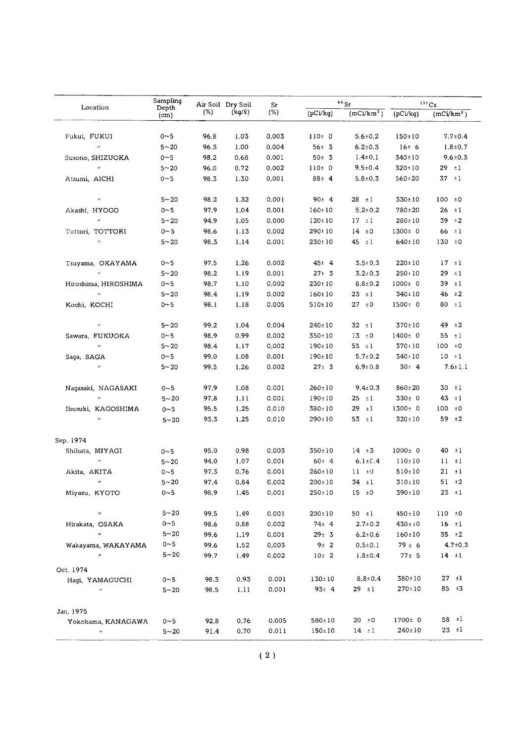| Location | Sampling Depth (cm) | Air Soil (%) | Dry Soil (kg/ℓ) | Sr (%) | $^{90}Sr$ | | $^{137}Cs$ | |
|---|---|---|---|---|---|---|---|---|
| | | | | | (pCi/kg) | (mCi/km$^2$) | (pCi/kg) | (mCi/km$^2$) |
| Fukui, FUKUI | 0~5 | 96.8 | 1.03 | 0.003 | 110± 0 | 5.6±0.2 | 150±10 | 7.7±0.4 |
| 〃 | 5~20 | 96.3 | 1.00 | 0.004 | 56± 3 | 6.2±0.3 | 16± 6 | 1.8±0.7 |
| Susono, SHIZUOKA | 0~5 | 98.2 | 0.68 | 0.001 | 50± 3 | 1.4±0.1 | 340±10 | 9.6±0.3 |
| 〃 | 5~20 | 96.0 | 0.72 | 0.002 | 110± 0 | 9.5±0.4 | 320±10 | 29 ±1 |
| Atsumi, AICHI | 0~5 | 98.3 | 1.30 | 0.001 | 88± 4 | 5.8±0.3 | 560±20 | 37 ±1 |
| 〃 | 5~20 | 98.2 | 1.32 | 0.001 | 90± 4 | 28 ±1 | 330±10 | 100 ±0 |
| Akashi, HYOGO | 0~5 | 97.9 | 1.04 | 0.001 | 160±10 | 5.2±0.2 | 780±20 | 26 ±1 |
| 〃 | 5~20 | 94.9 | 1.05 | 0.000 | 120±10 | 17 ±1 | 280±10 | 39 ±2 |
| Tottori, TOTTORI | 0~5 | 98.6 | 1.13 | 0.002 | 290±10 | 14 ±0 | 1300± 0 | 66 ±1 |
| 〃 | 5~20 | 98.3 | 1.14 | 0.001 | 230±10 | 45 ±1 | 640±10 | 130 ±0 |
| Tsuyama, OKAYAMA | 0~5 | 97.5 | 1.26 | 0.002 | 45± 4 | 3.5±0.3 | 220±10 | 17 ±1 |
| 〃 | 5~20 | 98.2 | 1.19 | 0.001 | 27± 3 | 3.2±0.3 | 250±10 | 29 ±1 |
| Hiroshima, HIROSHIMA | 0~5 | 98.7 | 1.10 | 0.002 | 230±10 | 8.8±0.2 | 1000± 0 | 39 ±1 |
| 〃 | 5~20 | 98.4 | 1.19 | 0.002 | 160±10 | 23 ±1 | 340±10 | 46 ±2 |
| Kochi, KOCHI | 0~5 | 98.1 | 1.18 | 0.005 | 510±10 | 27 ±0 | 1500± 0 | 80 ±1 |
| 〃 | 5~20 | 99.2 | 1.04 | 0.004 | 240±10 | 32 ±1 | 370±10 | 49 ±2 |
| Sawara, FUKUOKA | 0~5 | 98.9 | 0.99 | 0.002 | 350±10 | 13 ±0 | 1400± 0 | 55 ±1 |
| 〃 | 5~20 | 98.4 | 1.17 | 0.002 | 190±10 | 53 ±1 | 370±10 | 100 ±0 |
| Saga, SAGA | 0~5 | 99.0 | 1.08 | 0.001 | 190±10 | 5.7±0.2 | 340±10 | 10 ±1 |
| 〃 | 5~20 | 99.5 | 1.26 | 0.002 | 27± 3 | 6.9±0.8 | 30± 4 | 7.6±1.1 |
| Nagasaki, NAGASAKI | 0~5 | 97.9 | 1.08 | 0.001 | 260±10 | 9.4±0.3 | 860±20 | 30 ±1 |
| 〃 | 5~20 | 97.8 | 1.11 | 0.001 | 190±10 | 25 ±1 | 330± 0 | 43 ±1 |
| Ibusuki, KAGOSHIMA | 0~5 | 95.5 | 1.25 | 0.010 | 380±10 | 29 ±1 | 1300± 0 | 100 ±0 |
| 〃 | 5~20 | 93.3 | 1.25 | 0.010 | 290±10 | 53 ±1 | 320±10 | 59 ±2 |
| Sep. 1974 | | | | | | | | |
| Shibata, MIYAGI | 0~5 | 95.0 | 0.98 | 0.003 | 350±10 | 14 ±3 | 1000± 0 | 40 ±1 |
| 〃 | 5~20 | 94.0 | 1.07 | 0.001 | 60± 4 | 6.1±0.4 | 110±10 | 11 ±1 |
| Akita, AKITA | 0~5 | 97.3 | 0.76 | 0.001 | 260±10 | 11 ±0 | 510±10 | 21 ±1 |
| 〃 | 5~20 | 97.4 | 0.84 | 0.002 | 200±10 | 34 ±1 | 310±10 | 51 ±2 |
| Miyazu, KYOTO | 0~5 | 98.9 | 1.45 | 0.001 | 250±10 | 15 ±0 | 390±10 | 23 ±1 |
| 〃 | 5~20 | 99.5 | 1.49 | 0.001 | 200±10 | 50 ±1 | 450±10 | 110 ±0 |
| Hirakata, OSAKA | 0~5 | 98.6 | 0.88 | 0.002 | 74± 4 | 2.7±0.2 | 430±10 | 16 ±1 |
| 〃 | 5~20 | 99.6 | 1.19 | 0.001 | 29± 3 | 6.2±0.6 | 160±10 | 35 ±2 |
| Wakayama, WAKAYAMA | 0~5 | 99.6 | 1.52 | 0.003 | 9± 2 | 0.5±0.1 | 79 ± 6 | 4.7±0.3 |
| 〃 | 5~20 | 99.7 | 1.49 | 0.002 | 10± 2 | 1.8±0.4 | 77± 5 | 14 ±1 |
| Oct. 1974 | | | | | | | | |
| Hagi, YAMAGUCHI | 0~5 | 98.3 | 0.93 | 0.001 | 130±10 | 8.8±0.4 | 380±10 | 27 ±1 |
| 〃 | 5~20 | 98.5 | 1.11 | 0.001 | 93± 4 | 29 ±1 | 270±10 | 85 ±3 |
| Jan. 1975 | | | | | | | | |
| Yokohama, KANAGAWA | 0~5 | 92.8 | 0.76 | 0.005 | 580±10 | 20 ±0 | 1700± 0 | 58 ±1 |
| 〃 | 5~20 | 91.4 | 0.70 | 0.011 | 150±10 | 14 ±1 | 240±10 | 23 ±1 |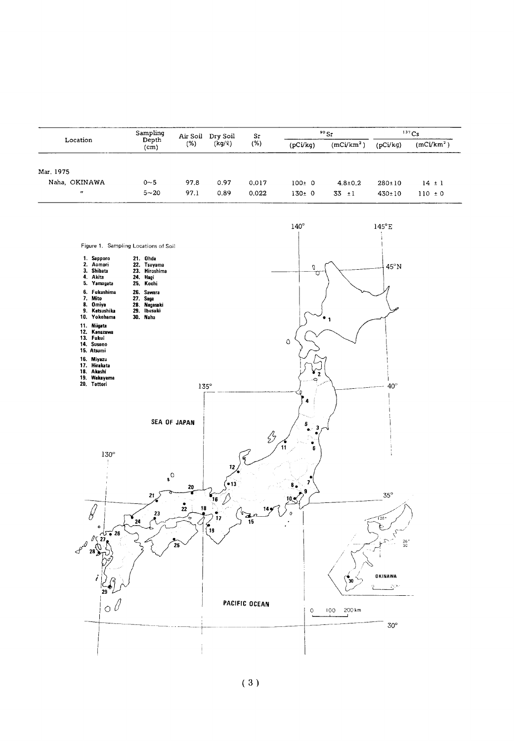| Location | Sampling Depth (cm) | Air Soil (%) | Dry Soil (kg/ℓ) | Sr (%) | $^{90}$Sr | | $^{137}$Cs | |
|---|---|---|---|---|---|---|---|---|
| | | | | | (pCi/kg) | (mCi/km$^2$) | (pCi/kg) | (mCi/km$^2$) |
| Mar. 1975 | | | | | | | | |
| Naha, OKINAWA | 0~5 | 97.8 | 0.97 | 0.017 | 100± 0 | 4.8±0.2 | 280±10 | 14 ± 1 |
| 〃 | 5~20 | 97.1 | 0.89 | 0.022 | 130± 0 | 33 ±1 | 430±10 | 110 ± 0 |

Figure 1. Sampling Locations of Soil

1. Sapporo
2. Aomori
3. Shibata
4. Akita
5. Yamagata
6. Fukushima
7. Mito
8. Omiya
9. Katsushika
10. Yokohama
11. Niigata
12. Kanazawa
13. Fukui
14. Susono
15. Atsumi
16. Miyazu
17. Hirakata
18. Akashi
19. Wakayama
20. Tottori
21. Ohda
22. Tsuyama
23. Hiroshima
24. Hagi
25. Kochi
26. Sawara
27. Saga
28. Nagasaki
29. Ibusuki
30. Naha

SEA OF JAPAN

PACIFIC OCEAN

OKINAWA

140° 145°E 45°N 135° 40° 130° 35° 30°

0 100 200 km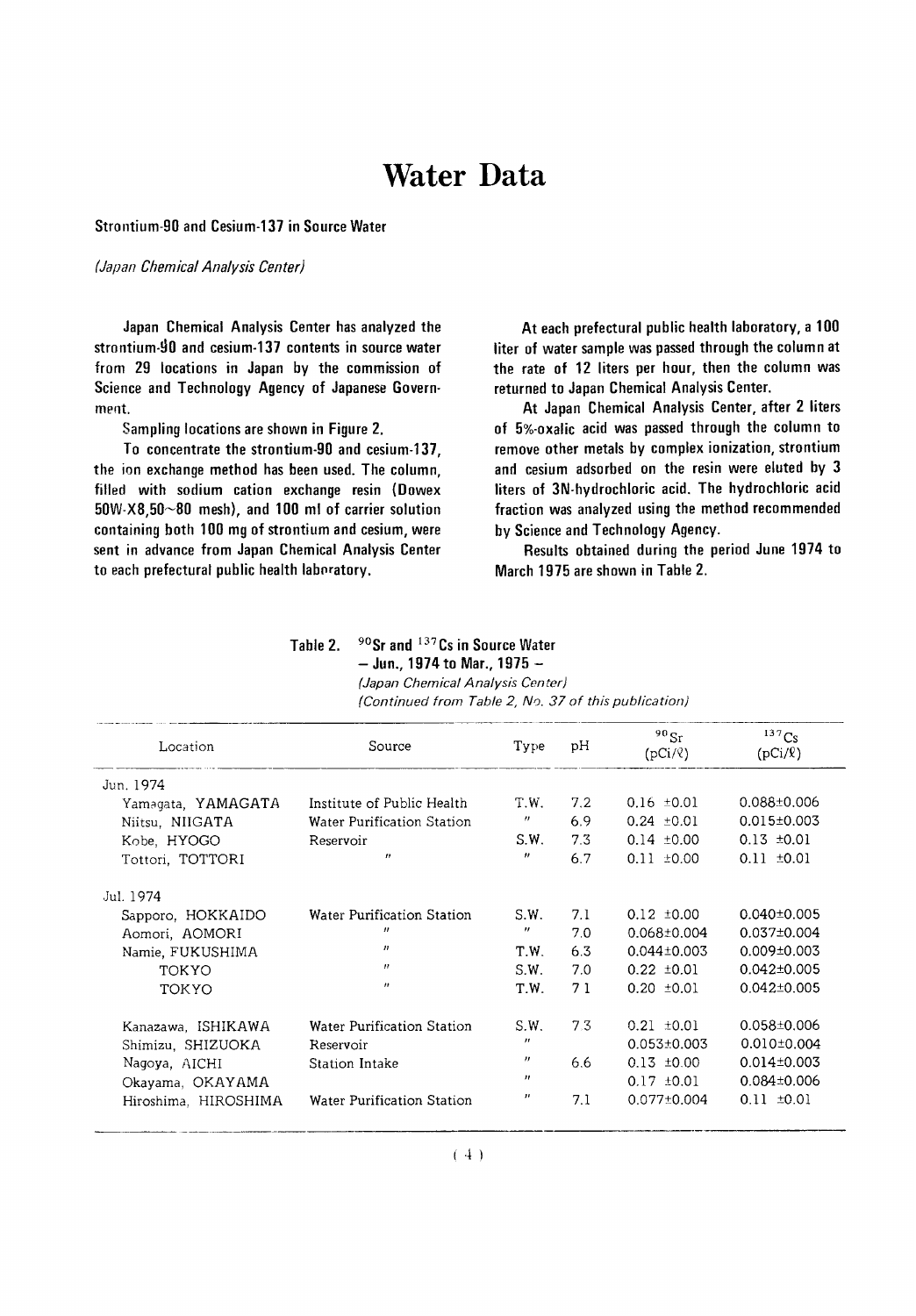# Water Data

## Strontium-90 and Cesium-137 in Source Water

*(Japan Chemical Analysis Center)*

Japan Chemical Analysis Center has analyzed the strontium-90 and cesium-137 contents in source water from 29 locations in Japan by the commission of Science and Technology Agency of Japanese Government.

Sampling locations are shown in Figure 2.

To concentrate the strontium-90 and cesium-137, the ion exchange method has been used. The column, filled with sodium cation exchange resin (Dowex 50W-X8,50~80 mesh), and 100 ml of carrier solution containing both 100 mg of strontium and cesium, were sent in advance from Japan Chemical Analysis Center to each prefectural public health laboratory.

At each prefectural public health laboratory, a 100 liter of water sample was passed through the column at the rate of 12 liters per hour, then the column was returned to Japan Chemical Analysis Center.

At Japan Chemical Analysis Center, after 2 liters of 5%-oxalic acid was passed through the column to remove other metals by complex ionization, strontium and cesium adsorbed on the resin were eluted by 3 liters of 3N-hydrochloric acid. The hydrochloric acid fraction was analyzed using the method recommended by Science and Technology Agency.

Results obtained during the period June 1974 to March 1975 are shown in Table 2.

**Table 2. $^{90}Sr$ and $^{137}Cs$ in Source Water — Jun., 1974 to Mar., 1975 —**

*(Japan Chemical Analysis Center)*
*(Continued from Table 2, No. 37 of this publication)*

| Location | Source | Type | pH | $^{90}Sr$ (pCi/ℓ) | $^{137}Cs$ (pCi/ℓ) |
|---|---|---|---|---|---|
| Jun. 1974 | | | | | |
| Yamagata, YAMAGATA | Institute of Public Health | T.W. | 7.2 | 0.16 ±0.01 | 0.088±0.006 |
| Niitsu, NIIGATA | Water Purification Station | 〃 | 6.9 | 0.24 ±0.01 | 0.015±0.003 |
| Kobe, HYOGO | Reservoir | S.W. | 7.3 | 0.14 ±0.00 | 0.13 ±0.01 |
| Tottori, TOTTORI | 〃 | 〃 | 6.7 | 0.11 ±0.00 | 0.11 ±0.01 |
| Jul. 1974 | | | | | |
| Sapporo, HOKKAIDO | Water Purification Station | S.W. | 7.1 | 0.12 ±0.00 | 0.040±0.005 |
| Aomori, AOMORI | 〃 | 〃 | 7.0 | 0.068±0.004 | 0.037±0.004 |
| Namie, FUKUSHIMA | 〃 | T.W. | 6.3 | 0.044±0.003 | 0.009±0.003 |
| TOKYO | 〃 | S.W. | 7.0 | 0.22 ±0.01 | 0.042±0.005 |
| TOKYO | 〃 | T.W. | 7.1 | 0.20 ±0.01 | 0.042±0.005 |
| Kanazawa, ISHIKAWA | Water Purification Station | S.W. | 7.3 | 0.21 ±0.01 | 0.058±0.006 |
| Shimizu, SHIZUOKA | Reservoir | 〃 | | 0.053±0.003 | 0.010±0.004 |
| Nagoya, AICHI | Station Intake | 〃 | 6.6 | 0.13 ±0.00 | 0.014±0.003 |
| Okayama, OKAYAMA | | 〃 | | 0.17 ±0.01 | 0.084±0.006 |
| Hiroshima, HIROSHIMA | Water Purification Station | 〃 | 7.1 | 0.077±0.004 | 0.11 ±0.01 |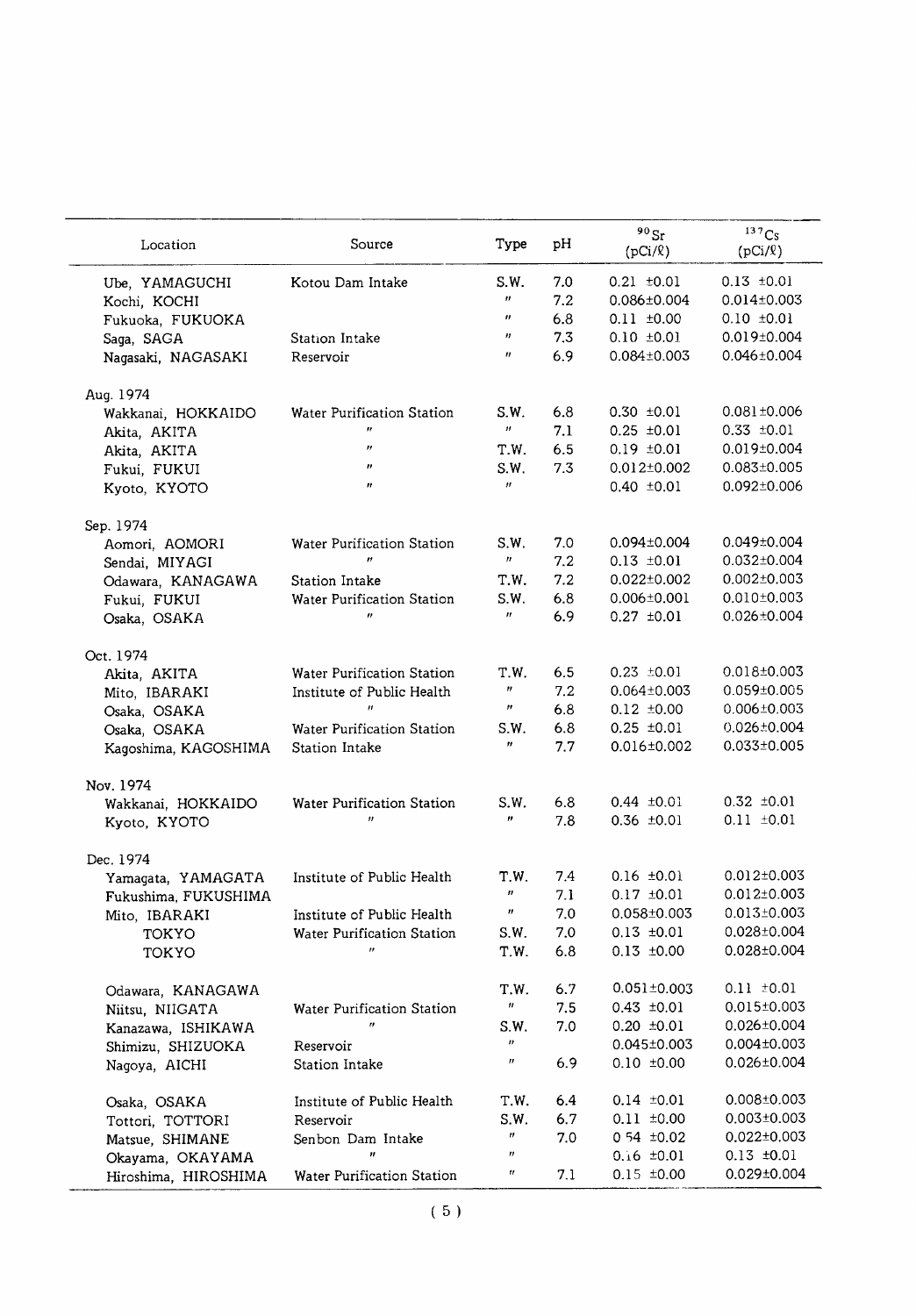| Location | Source | Type | pH | $^{90}Sr$ (pCi/ℓ) | $^{137}Cs$ (pCi/ℓ) |
|---|---|---|---|---|---|
| Ube, YAMAGUCHI | Kotou Dam Intake | S.W. | 7.0 | 0.21 ±0.01 | 0.13 ±0.01 |
| Kochi, KOCHI | | 〃 | 7.2 | 0.086±0.004 | 0.014±0.003 |
| Fukuoka, FUKUOKA | | 〃 | 6.8 | 0.11 ±0.00 | 0.10 ±0.01 |
| Saga, SAGA | Station Intake | 〃 | 7.3 | 0.10 ±0.01 | 0.019±0.004 |
| Nagasaki, NAGASAKI | Reservoir | 〃 | 6.9 | 0.084±0.003 | 0.046±0.004 |
| Aug. 1974 | | | | | |
| Wakkanai, HOKKAIDO | Water Purification Station | S.W. | 6.8 | 0.30 ±0.01 | 0.081±0.006 |
| Akita, AKITA | 〃 | 〃 | 7.1 | 0.25 ±0.01 | 0.33 ±0.01 |
| Akita, AKITA | 〃 | T.W. | 6.5 | 0.19 ±0.01 | 0.019±0.004 |
| Fukui, FUKUI | 〃 | S.W. | 7.3 | 0.012±0.002 | 0.083±0.005 |
| Kyoto, KYOTO | 〃 | 〃 | | 0.40 ±0.01 | 0.092±0.006 |
| Sep. 1974 | | | | | |
| Aomori, AOMORI | Water Purification Station | S.W. | 7.0 | 0.094±0.004 | 0.049±0.004 |
| Sendai, MIYAGI | 〃 | 〃 | 7.2 | 0.13 ±0.01 | 0.032±0.004 |
| Odawara, KANAGAWA | Station Intake | T.W. | 7.2 | 0.022±0.002 | 0.002±0.003 |
| Fukui, FUKUI | Water Purification Station | S.W. | 6.8 | 0.006±0.001 | 0.010±0.003 |
| Osaka, OSAKA | 〃 | 〃 | 6.9 | 0.27 ±0.01 | 0.026±0.004 |
| Oct. 1974 | | | | | |
| Akita, AKITA | Water Purification Station | T.W. | 6.5 | 0.23 ±0.01 | 0.018±0.003 |
| Mito, IBARAKI | Institute of Public Health | 〃 | 7.2 | 0.064±0.003 | 0.059±0.005 |
| Osaka, OSAKA | 〃 | 〃 | 6.8 | 0.12 ±0.00 | 0.006±0.003 |
| Osaka, OSAKA | Water Purification Station | S.W. | 6.8 | 0.25 ±0.01 | 0.026±0.004 |
| Kagoshima, KAGOSHIMA | Station Intake | 〃 | 7.7 | 0.016±0.002 | 0.033±0.005 |
| Nov. 1974 | | | | | |
| Wakkanai, HOKKAIDO | Water Purification Station | S.W. | 6.8 | 0.44 ±0.01 | 0.32 ±0.01 |
| Kyoto, KYOTO | 〃 | 〃 | 7.8 | 0.36 ±0.01 | 0.11 ±0.01 |
| Dec. 1974 | | | | | |
| Yamagata, YAMAGATA | Institute of Public Health | T.W. | 7.4 | 0.16 ±0.01 | 0.012±0.003 |
| Fukushima, FUKUSHIMA | | 〃 | 7.1 | 0.17 ±0.01 | 0.012±0.003 |
| Mito, IBARAKI | Institute of Public Health | 〃 | 7.0 | 0.058±0.003 | 0.013±0.003 |
| TOKYO | Water Purification Station | S.W. | 7.0 | 0.13 ±0.01 | 0.028±0.004 |
| TOKYO | 〃 | T.W. | 6.8 | 0.13 ±0.00 | 0.028±0.004 |
| Odawara, KANAGAWA | | T.W. | 6.7 | 0.051±0.003 | 0.11 ±0.01 |
| Niitsu, NIIGATA | Water Purification Station | 〃 | 7.5 | 0.43 ±0.01 | 0.015±0.003 |
| Kanazawa, ISHIKAWA | 〃 | S.W. | 7.0 | 0.20 ±0.01 | 0.026±0.004 |
| Shimizu, SHIZUOKA | Reservoir | 〃 | | 0.045±0.003 | 0.004±0.003 |
| Nagoya, AICHI | Station Intake | 〃 | 6.9 | 0.10 ±0.00 | 0.026±0.004 |
| Osaka, OSAKA | Institute of Public Health | T.W. | 6.4 | 0.14 ±0.01 | 0.008±0.003 |
| Tottori, TOTTORI | Reservoir | S.W. | 6.7 | 0.11 ±0.00 | 0.003±0.003 |
| Matsue, SHIMANE | Senbon Dam Intake | 〃 | 7.0 | 0.54 ±0.02 | 0.022±0.003 |
| Okayama, OKAYAMA | 〃 | 〃 | | 0.16 ±0.01 | 0.13 ±0.01 |
| Hiroshima, HIROSHIMA | Water Purification Station | 〃 | 7.1 | 0.15 ±0.00 | 0.029±0.004 |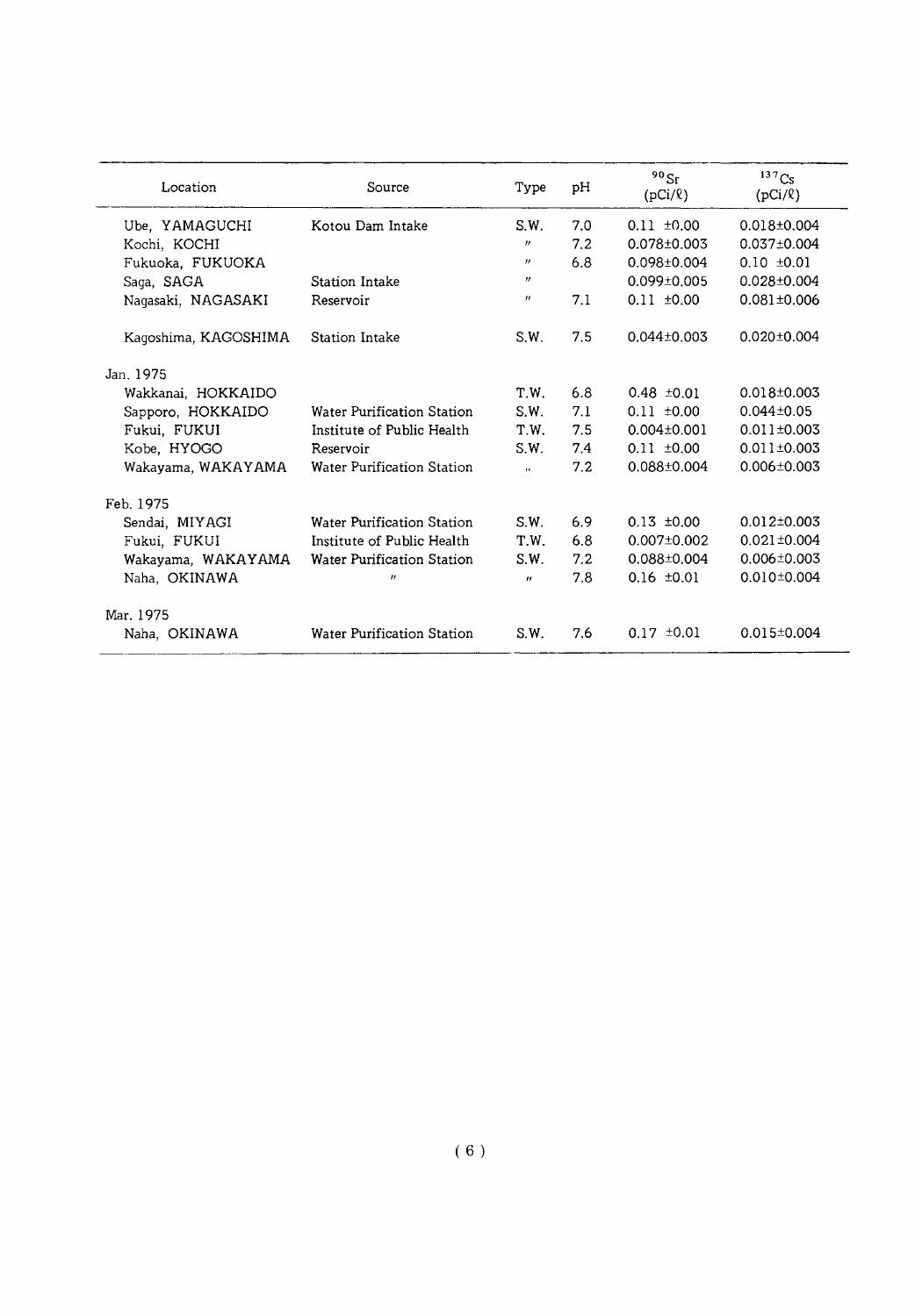| Location | Source | Type | pH | $^{90}Sr$ (pCi/ℓ) | $^{137}Cs$ (pCi/ℓ) |
|---|---|---|---|---|---|
| Ube, YAMAGUCHI | Kotou Dam Intake | S.W. | 7.0 | 0.11 ±0.00 | 0.018±0.004 |
| Kochi, KOCHI | | 〃 | 7.2 | 0.078±0.003 | 0.037±0.004 |
| Fukuoka, FUKUOKA | | 〃 | 6.8 | 0.098±0.004 | 0.10 ±0.01 |
| Saga, SAGA | Station Intake | 〃 | | 0.099±0.005 | 0.028±0.004 |
| Nagasaki, NAGASAKI | Reservoir | 〃 | 7.1 | 0.11 ±0.00 | 0.081±0.006 |
| Kagoshima, KAGOSHIMA | Station Intake | S.W. | 7.5 | 0.044±0.003 | 0.020±0.004 |
| Jan. 1975 | | | | | |
| Wakkanai, HOKKAIDO | | T.W. | 6.8 | 0.48 ±0.01 | 0.018±0.003 |
| Sapporo, HOKKAIDO | Water Purification Station | S.W. | 7.1 | 0.11 ±0.00 | 0.044±0.05 |
| Fukui, FUKUI | Institute of Public Health | T.W. | 7.5 | 0.004±0.001 | 0.011±0.003 |
| Kobe, HYOGO | Reservoir | S.W. | 7.4 | 0.11 ±0.00 | 0.011±0.003 |
| Wakayama, WAKAYAMA | Water Purification Station | 〃 | 7.2 | 0.088±0.004 | 0.006±0.003 |
| Feb. 1975 | | | | | |
| Sendai, MIYAGI | Water Purification Station | S.W. | 6.9 | 0.13 ±0.00 | 0.012±0.003 |
| Fukui, FUKUI | Institute of Public Health | T.W. | 6.8 | 0.007±0.002 | 0.021±0.004 |
| Wakayama, WAKAYAMA | Water Purification Station | S.W. | 7.2 | 0.088±0.004 | 0.006±0.003 |
| Naha, OKINAWA | 〃 | 〃 | 7.8 | 0.16 ±0.01 | 0.010±0.004 |
| Mar. 1975 | | | | | |
| Naha, OKINAWA | Water Purification Station | S.W. | 7.6 | 0.17 ±0.01 | 0.015±0.004 |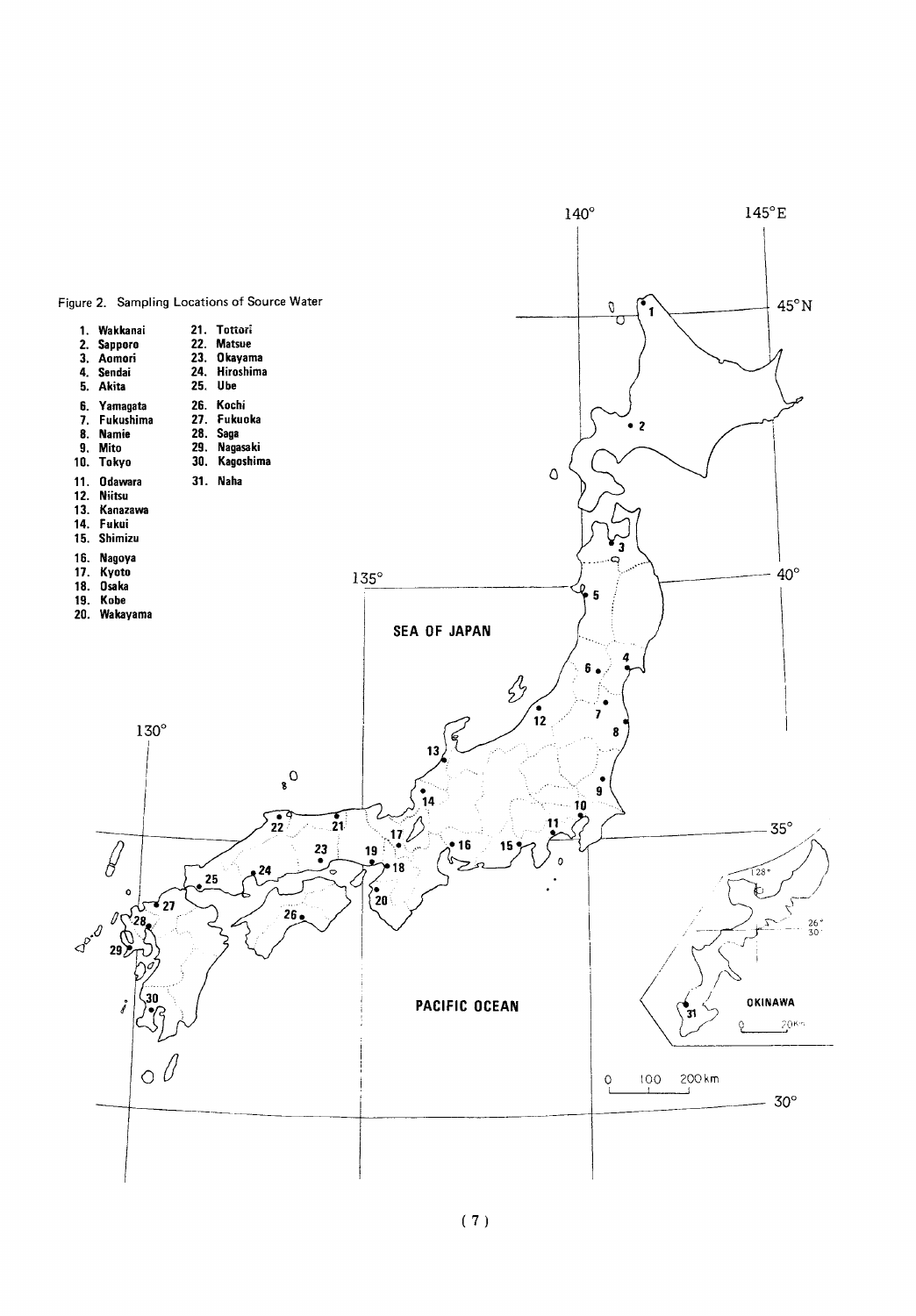Figure 2. Sampling Locations of Source Water

1. Wakkanai
2. Sapporo
3. Aomori
4. Sendai
5. Akita
6. Yamagata
7. Fukushima
8. Namie
9. Mito
10. Tokyo
11. Odawara
12. Niitsu
13. Kanazawa
14. Fukui
15. Shimizu
16. Nagoya
17. Kyoto
18. Osaka
19. Kobe
20. Wakayama
21. Tottori
22. Matsue
23. Okayama
24. Hiroshima
25. Ube
26. Kochi
27. Fukuoka
28. Saga
29. Nagasaki
30. Kagoshima
31. Naha

SEA OF JAPAN

PACIFIC OCEAN

OKINAWA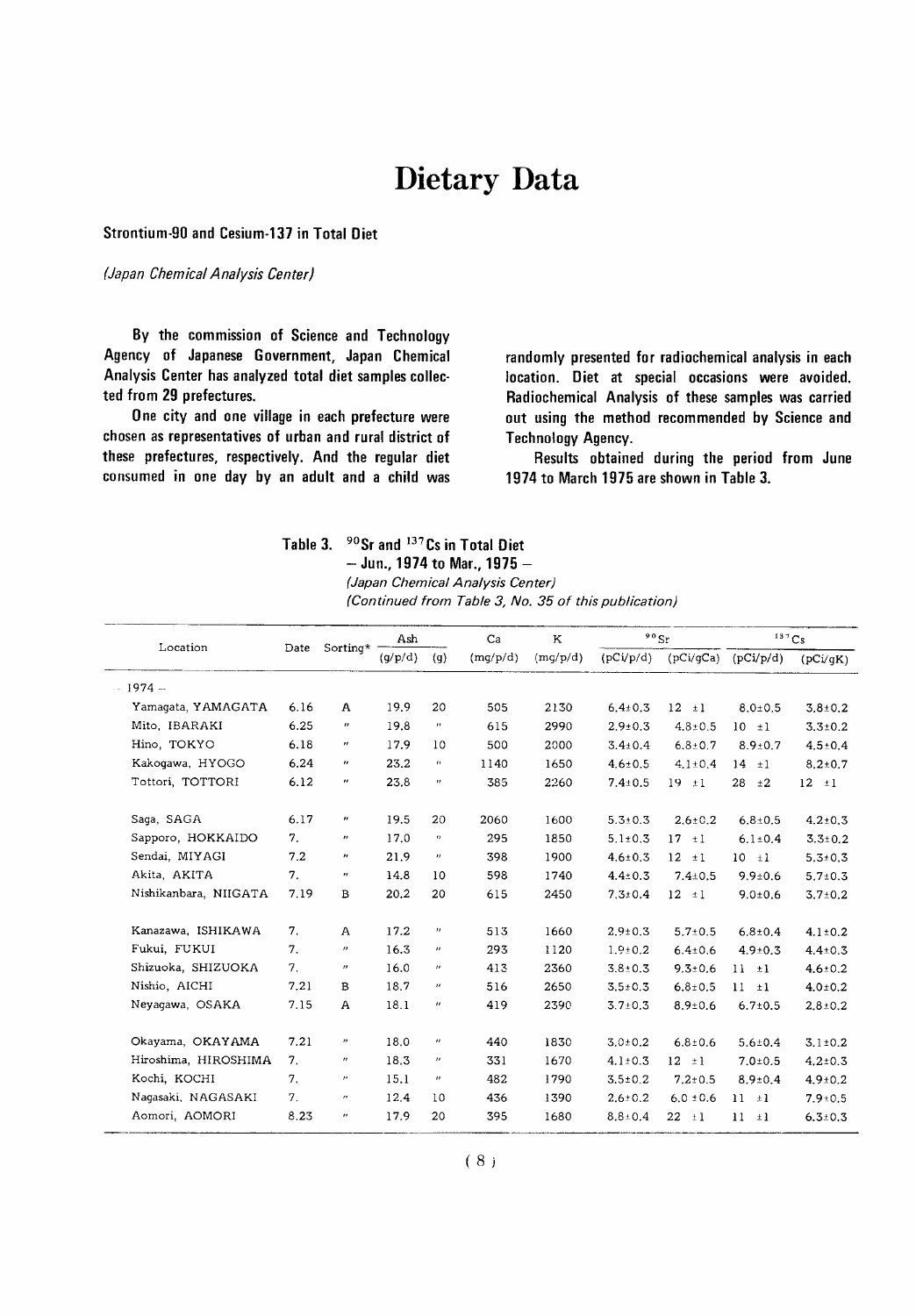# Dietary Data

## Strontium-90 and Cesium-137 in Total Diet

*(Japan Chemical Analysis Center)*

By the commission of Science and Technology Agency of Japanese Government, Japan Chemical Analysis Center has analyzed total diet samples collected from 29 prefectures.

One city and one village in each prefecture were chosen as representatives of urban and rural district of these prefectures, respectively. And the regular diet consumed in one day by an adult and a child was randomly presented for radiochemical analysis in each location. Diet at special occasions were avoided. Radiochemical Analysis of these samples was carried out using the method recommended by Science and Technology Agency.

Results obtained during the period from June 1974 to March 1975 are shown in Table 3.

**Table 3.** $^{90}$**Sr and** $^{137}$**Cs in Total Diet**
**— Jun., 1974 to Mar., 1975 —**
*(Japan Chemical Analysis Center)*
*(Continued from Table 3, No. 35 of this publication)*

| Location | Date | Sorting* | Ash | | Ca | K | $^{90}$Sr | | $^{137}$Cs | |
|---|---|---|---|---|---|---|---|---|---|---|
| | | | (g/p/d) | (g) | (mg/p/d) | (mg/p/d) | (pCi/p/d) | (pCi/gCa) | (pCi/p/d) | (pCi/gK) |
| – 1974 – | | | | | | | | | | |
| Yamagata, YAMAGATA | 6.16 | A | 19.9 | 20 | 505 | 2130 | 6.4±0.3 | 12 ±1 | 8.0±0.5 | 3.8±0.2 |
| Mito, IBARAKI | 6.25 | " | 19.8 | " | 615 | 2990 | 2.9±0.3 | 4.8±0.5 | 10 ±1 | 3.3±0.2 |
| Hino, TOKYO | 6.18 | " | 17.9 | 10 | 500 | 2000 | 3.4±0.4 | 6.8±0.7 | 8.9±0.7 | 4.5±0.4 |
| Kakogawa, HYOGO | 6.24 | " | 23.2 | " | 1140 | 1650 | 4.6±0.5 | 4.1±0.4 | 14 ±1 | 8.2±0.7 |
| Tottori, TOTTORI | 6.12 | " | 23.8 | " | 385 | 2260 | 7.4±0.5 | 19 ±1 | 28 ±2 | 12 ±1 |
| Saga, SAGA | 6.17 | " | 19.5 | 20 | 2060 | 1600 | 5.3±0.3 | 2.6±0.2 | 6.8±0.5 | 4.2±0.3 |
| Sapporo, HOKKAIDO | 7. | " | 17.0 | " | 295 | 1850 | 5.1±0.3 | 17 ±1 | 6.1±0.4 | 3.3±0.2 |
| Sendai, MIYAGI | 7.2 | " | 21.9 | " | 398 | 1900 | 4.6±0.3 | 12 ±1 | 10 ±1 | 5.3±0.3 |
| Akita, AKITA | 7. | " | 14.8 | 10 | 598 | 1740 | 4.4±0.3 | 7.4±0.5 | 9.9±0.6 | 5.7±0.3 |
| Nishikanbara, NIIGATA | 7.19 | B | 20.2 | 20 | 615 | 2450 | 7.3±0.4 | 12 ±1 | 9.0±0.6 | 3.7±0.2 |
| Kanazawa, ISHIKAWA | 7. | A | 17.2 | " | 513 | 1660 | 2.9±0.3 | 5.7±0.5 | 6.8±0.4 | 4.1±0.2 |
| Fukui, FUKUI | 7. | " | 16.3 | " | 293 | 1120 | 1.9±0.2 | 6.4±0.6 | 4.9±0.3 | 4.4±0.3 |
| Shizuoka, SHIZUOKA | 7. | " | 16.0 | " | 413 | 2360 | 3.8±0.3 | 9.3±0.6 | 11 ±1 | 4.6±0.2 |
| Nishio, AICHI | 7.21 | B | 18.7 | " | 516 | 2650 | 3.5±0.3 | 6.8±0.5 | 11 ±1 | 4.0±0.2 |
| Neyagawa, OSAKA | 7.15 | A | 18.1 | " | 419 | 2390 | 3.7±0.3 | 8.9±0.6 | 6.7±0.5 | 2.8±0.2 |
| Okayama, OKAYAMA | 7.21 | " | 18.0 | " | 440 | 1830 | 3.0±0.2 | 6.8±0.6 | 5.6±0.4 | 3.1±0.2 |
| Hiroshima, HIROSHIMA | 7. | " | 18.3 | " | 331 | 1670 | 4.1±0.3 | 12 ±1 | 7.0±0.5 | 4.2±0.3 |
| Kochi, KOCHI | 7. | " | 15.1 | " | 482 | 1790 | 3.5±0.2 | 7.2±0.5 | 8.9±0.4 | 4.9±0.2 |
| Nagasaki, NAGASAKI | 7. | " | 12.4 | 10 | 436 | 1390 | 2.6±0.2 | 6.0 ±0.6 | 11 ±1 | 7.9±0.5 |
| Aomori, AOMORI | 8.23 | " | 17.9 | 20 | 395 | 1680 | 8.8±0.4 | 22 ±1 | 11 ±1 | 6.3±0.3 |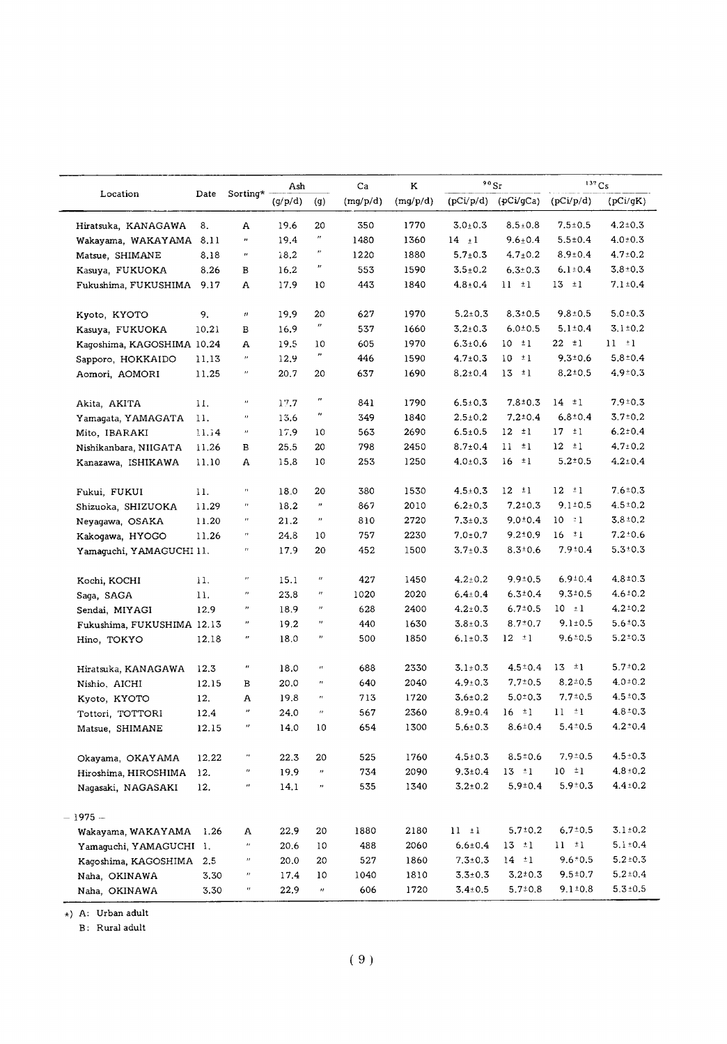| Location | Date | Sorting* | Ash | | Ca | K | $^{90}Sr$ | | $^{137}Cs$ | |
|---|---|---|---|---|---|---|---|---|---|---|
| | | | (g/p/d) | (g) | (mg/p/d) | (mg/p/d) | (pCi/p/d) | (pCi/gCa) | (pCi/p/d) | (pCi/gK) |
| Hiratsuka, KANAGAWA | 8. | A | 19.6 | 20 | 350 | 1770 | 3.0±0.3 | 8.5±0.8 | 7.5±0.5 | 4.2±0.3 |
| Wakayama, WAKAYAMA | 8.11 | 〃 | 19.4 | 〃 | 1480 | 1360 | 14 ±1 | 9.6±0.4 | 5.5±0.4 | 4.0±0.3 |
| Matsue, SHIMANE | 8.18 | 〃 | 18.2 | 〃 | 1220 | 1880 | 5.7±0.3 | 4.7±0.2 | 8.9±0.4 | 4.7±0.2 |
| Kasuya, FUKUOKA | 8.26 | B | 16.2 | 〃 | 553 | 1590 | 3.5±0.2 | 6.3±0.3 | 6.1±0.4 | 3.8±0.3 |
| Fukushima, FUKUSHIMA | 9.17 | A | 17.9 | 10 | 443 | 1840 | 4.8±0.4 | 11 ±1 | 13 ±1 | 7.1±0.4 |
| Kyoto, KYOTO | 9. | 〃 | 19.9 | 20 | 627 | 1970 | 5.2±0.3 | 8.3±0.5 | 9.8±0.5 | 5.0±0.3 |
| Kasuya, FUKUOKA | 10.21 | B | 16.9 | 〃 | 537 | 1660 | 3.2±0.3 | 6.0±0.5 | 5.1±0.4 | 3.1±0.2 |
| Kagoshima, KAGOSHIMA | 10.24 | A | 19.5 | 10 | 605 | 1970 | 6.3±0.6 | 10 ±1 | 22 ±1 | 11 ±1 |
| Sapporo, HOKKAIDO | 11.13 | 〃 | 12.9 | 〃 | 446 | 1590 | 4.7±0.3 | 10 ±1 | 9.3±0.6 | 5.8±0.4 |
| Aomori, AOMORI | 11.25 | 〃 | 20.7 | 20 | 637 | 1690 | 8.2±0.4 | 13 ±1 | 8.2±0.5 | 4.9±0.3 |
| Akita, AKITA | 11. | 〃 | 17.7 | 〃 | 841 | 1790 | 6.5±0.3 | 7.8±0.3 | 14 ±1 | 7.9±0.3 |
| Yamagata, YAMAGATA | 11. | 〃 | 13.6 | 〃 | 349 | 1840 | 2.5±0.2 | 7.2±0.4 | 6.8±0.4 | 3.7±0.2 |
| Mito, IBARAKI | 11.14 | 〃 | 17.9 | 10 | 563 | 2690 | 6.5±0.5 | 12 ±1 | 17 ±1 | 6.2±0.4 |
| Nishikanbara, NIIGATA | 11.26 | B | 25.5 | 20 | 798 | 2450 | 8.7±0.4 | 11 ±1 | 12 ±1 | 4.7±0.2 |
| Kanazawa, ISHIKAWA | 11.10 | A | 15.8 | 10 | 253 | 1250 | 4.0±0.3 | 16 ±1 | 5.2±0.5 | 4.2±0.4 |
| Fukui, FUKUI | 11. | 〃 | 18.0 | 20 | 380 | 1530 | 4.5±0.3 | 12 ±1 | 12 ±1 | 7.6±0.3 |
| Shizuoka, SHIZUOKA | 11.29 | 〃 | 18.2 | 〃 | 867 | 2010 | 6.2±0.3 | 7.2±0.3 | 9.1±0.5 | 4.5±0.2 |
| Neyagawa, OSAKA | 11.20 | 〃 | 21.2 | 〃 | 810 | 2720 | 7.3±0.3 | 9.0±0.4 | 10 ±1 | 3.8±0.2 |
| Kakogawa, HYOGO | 11.26 | 〃 | 24.8 | 10 | 757 | 2230 | 7.0±0.7 | 9.2±0.9 | 16 ±1 | 7.2±0.6 |
| Yamaguchi, YAMAGUCHI | 11. | 〃 | 17.9 | 20 | 452 | 1500 | 3.7±0.3 | 8.3±0.6 | 7.9±0.4 | 5.3±0.3 |
| Kochi, KOCHI | 11. | 〃 | 15.1 | 〃 | 427 | 1450 | 4.2±0.2 | 9.9±0.5 | 6.9±0.4 | 4.8±0.3 |
| Saga, SAGA | 11. | 〃 | 23.8 | 〃 | 1020 | 2020 | 6.4±0.4 | 6.3±0.4 | 9.3±0.5 | 4.6±0.2 |
| Sendai, MIYAGI | 12.9 | 〃 | 18.9 | 〃 | 628 | 2400 | 4.2±0.3 | 6.7±0.5 | 10 ±1 | 4.2±0.2 |
| Fukushima, FUKUSHIMA | 12.13 | 〃 | 19.2 | 〃 | 440 | 1630 | 3.8±0.3 | 8.7±0.7 | 9.1±0.5 | 5.6±0.3 |
| Hino, TOKYO | 12.18 | 〃 | 18.0 | 〃 | 500 | 1850 | 6.1±0.3 | 12 ±1 | 9.6±0.5 | 5.2±0.3 |
| Hiratsuka, KANAGAWA | 12.3 | 〃 | 18.0 | 〃 | 688 | 2330 | 3.1±0.3 | 4.5±0.4 | 13 ±1 | 5.7±0.2 |
| Nishio, AICHI | 12.15 | B | 20.0 | 〃 | 640 | 2040 | 4.9±0.3 | 7.7±0.5 | 8.2±0.5 | 4.0±0.2 |
| Kyoto, KYOTO | 12. | A | 19.8 | 〃 | 713 | 1720 | 3.6±0.2 | 5.0±0.3 | 7.7±0.5 | 4.5±0.3 |
| Tottori, TOTTORI | 12.4 | 〃 | 24.0 | 〃 | 567 | 2360 | 8.9±0.4 | 16 ±1 | 11 ±1 | 4.8±0.3 |
| Matsue, SHIMANE | 12.15 | 〃 | 14.0 | 10 | 654 | 1300 | 5.6±0.3 | 8.6±0.4 | 5.4±0.5 | 4.2±0.4 |
| Okayama, OKAYAMA | 12.22 | 〃 | 22.3 | 20 | 525 | 1760 | 4.5±0.3 | 8.5±0.6 | 7.9±0.5 | 4.5±0.3 |
| Hiroshima, HIROSHIMA | 12. | 〃 | 19.9 | 〃 | 734 | 2090 | 9.3±0.4 | 13 ±1 | 10 ±1 | 4.8±0.2 |
| Nagasaki, NAGASAKI | 12. | 〃 | 14.1 | 〃 | 535 | 1340 | 3.2±0.2 | 5.9±0.4 | 5.9±0.3 | 4.4±0.2 |
| — 1975 — | | | | | | | | | | |
| Wakayama, WAKAYAMA | 1.26 | A | 22.9 | 20 | 1880 | 2180 | 11 ±1 | 5.7±0.2 | 6.7±0.5 | 3.1±0.2 |
| Yamaguchi, YAMAGUCHI | 1. | 〃 | 20.6 | 10 | 488 | 2060 | 6.6±0.4 | 13 ±1 | 11 ±1 | 5.1±0.4 |
| Kagoshima, KAGOSHIMA | 2.5 | 〃 | 20.0 | 20 | 527 | 1860 | 7.3±0.3 | 14 ±1 | 9.6±0.5 | 5.2±0.3 |
| Naha, OKINAWA | 3.30 | 〃 | 17.4 | 10 | 1040 | 1810 | 3.3±0.3 | 3.2±0.3 | 9.5±0.7 | 5.2±0.4 |
| Naha, OKINAWA | 3.30 | 〃 | 22.9 | 〃 | 606 | 1720 | 3.4±0.5 | 5.7±0.8 | 9.1±0.8 | 5.3±0.5 |

*) A: Urban adult
B: Rural adult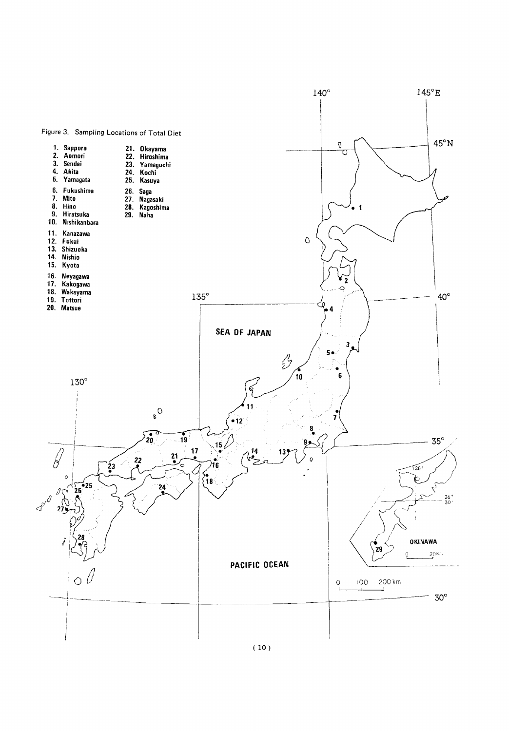Figure 3. Sampling Locations of Total Diet

1. Sapporo
2. Aomori
3. Sendai
4. Akita
5. Yamagata
6. Fukushima
7. Mito
8. Hino
9. Hiratsuka
10. Nishikanbara
11. Kanazawa
12. Fukui
13. Shizuoka
14. Nishio
15. Kyoto
16. Neyagawa
17. Kakogawa
18. Wakayama
19. Tottori
20. Matsue
21. Okayama
22. Hiroshima
23. Yamaguchi
24. Kochi
25. Kasuya
26. Saga
27. Nagasaki
28. Kagoshima
29. Naha

SEA OF JAPAN

PACIFIC OCEAN

OKINAWA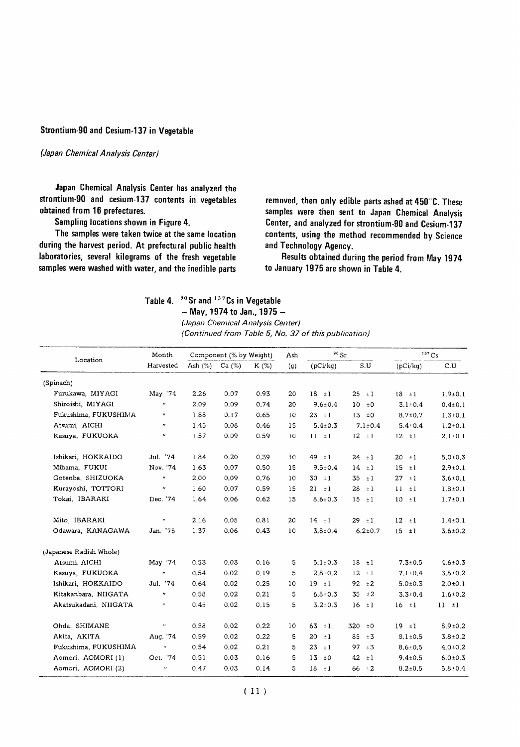## Strontium-90 and Cesium-137 in Vegetable

*(Japan Chemical Analysis Center)*

**Japan Chemical Analysis Center has analyzed the strontium-90 and cesium-137 contents in vegetables obtained from 16 prefectures.**

**Sampling locations shown in Figure 4.**

**The samples were taken twice at the same location during the harvest period. At prefectural public health laboratories, several kilograms of the fresh vegetable samples were washed with water, and the inedible parts removed, then only edible parts ashed at 450°C. These samples were then sent to Japan Chemical Analysis Center, and analyzed for strontium-90 and Cesium-137 contents, using the method recommended by Science and Technology Agency.**

**Results obtained during the period from May 1974 to January 1975 are shown in Table 4.**

**Table 4. $^{90}$Sr and $^{137}$Cs in Vegetable – May, 1974 to Jan., 1975 –**

*(Japan Chemical Analysis Center)*

*(Continued from Table 5, No. 37 of this publication)*

| Location | Month Harvested | Component (% by Weight) | | | Ash | $^{90}$Sr | | $^{137}$Cs | |
|---|---|---|---|---|---|---|---|---|---|
| | | Ash (%) | Ca (%) | K (%) | (g) | (pCi/kg) | S.U | (pCi/kg) | C.U |
| (Spinach) | | | | | | | | | |
| Furukawa, MIYAGI | May '74 | 2.26 | 0.07 | 0.93 | 20 | 18 ±1 | 25 ±1 | 18 ±1 | 1.9±0.1 |
| Shiroishi, MIYAGI | 〃 | 2.09 | 0.09 | 0.74 | 20 | 9.6±0.4 | 10 ±0 | 3.1±0.4 | 0.4±0.1 |
| Fukushima, FUKUSHIMA | 〃 | 1.88 | 0.17 | 0.65 | 10 | 23 ±1 | 13 ±0 | 8.7±0.7 | 1.3±0.1 |
| Atsumi, AICHI | 〃 | 1.45 | 0.08 | 0.46 | 15 | 5.4±0.3 | 7.1±0.4 | 5.4±0.4 | 1.2±0.1 |
| Kasuya, FUKUOKA | 〃 | 1.57 | 0.09 | 0.59 | 10 | 11 ±1 | 12 ±1 | 12 ±1 | 2.1±0.1 |
| Ishikari, HOKKAIDO | Jul. '74 | 1.84 | 0.20 | 0.39 | 10 | 49 ±1 | 24 ±1 | 20 ±1 | 5.0±0.3 |
| Mihama, FUKUI | Nov. '74 | 1.63 | 0.07 | 0.50 | 15 | 9.5±0.4 | 14 ±1 | 15 ±1 | 2.9±0.1 |
| Gotenba, SHIZUOKA | 〃 | 2.00 | 0.09 | 0.76 | 10 | 30 ±1 | 35 ±1 | 27 ±1 | 3.6±0.1 |
| Kurayoshi, TOTTORI | 〃 | 1.60 | 0.07 | 0.59 | 15 | 21 ±1 | 28 ±1 | 11 ±1 | 1.8±0.1 |
| Tokai, IBARAKI | Dec. '74 | 1.64 | 0.06 | 0.62 | 15 | 8.6±0.3 | 15 ±1 | 10 ±1 | 1.7±0.1 |
| Mito, IBARAKI | 〃 | 2.16 | 0.05 | 0.81 | 20 | 14 ±1 | 29 ±1 | 12 ±1 | 1.4±0.1 |
| Odawara, KANAGAWA | Jan. '75 | 1.37 | 0.06 | 0.43 | 10 | 3.8±0.4 | 6.2±0.7 | 15 ±1 | 3.6±0.2 |
| (Japanese Radish Whole) | | | | | | | | | |
| Atsumi, AICHI | May '74 | 0.53 | 0.03 | 0.16 | 5 | 5.1±0.3 | 18 ±1 | 7.3±0.5 | 4.6±0.3 |
| Kasuya, FUKUOKA | 〃 | 0.54 | 0.02 | 0.19 | 5 | 2.8±0.2 | 12 ±1 | 7.1±0.4 | 3.8±0.2 |
| Ishikari, HOKKAIDO | Jul. '74 | 0.64 | 0.02 | 0.25 | 10 | 19 ±1 | 92 ±2 | 5.0±0.3 | 2.0±0.1 |
| Kitakanbara, NIIGATA | 〃 | 0.58 | 0.02 | 0.21 | 5 | 6.8±0.3 | 35 ±2 | 3.3±0.4 | 1.6±0.2 |
| Akatsukadani, NIIGATA | 〃 | 0.45 | 0.02 | 0.15 | 5 | 3.2±0.3 | 16 ±1 | 16 ±1 | 11 ±1 |
| Ohda, SHIMANE | 〃 | 0.58 | 0.02 | 0.22 | 10 | 63 ±1 | 320 ±0 | 19 ±1 | 8.9±0.2 |
| Akita, AKITA | Aug. '74 | 0.59 | 0.02 | 0.22 | 5 | 20 ±1 | 85 ±3 | 8.1±0.5 | 3.8±0.2 |
| Fukushima, FUKUSHIMA | 〃 | 0.54 | 0.02 | 0.21 | 5 | 23 ±1 | 97 ±3 | 8.6±0.5 | 4.0±0.2 |
| Aomori, AOMORI (1) | Oct. '74 | 0.51 | 0.03 | 0.16 | 5 | 13 ±0 | 42 ±1 | 9.4±0.5 | 6.0±0.3 |
| Aomori, AOMORI (2) | 〃 | 0.47 | 0.03 | 0.14 | 5 | 18 ±1 | 66 ±2 | 8.2±0.5 | 5.8±0.4 |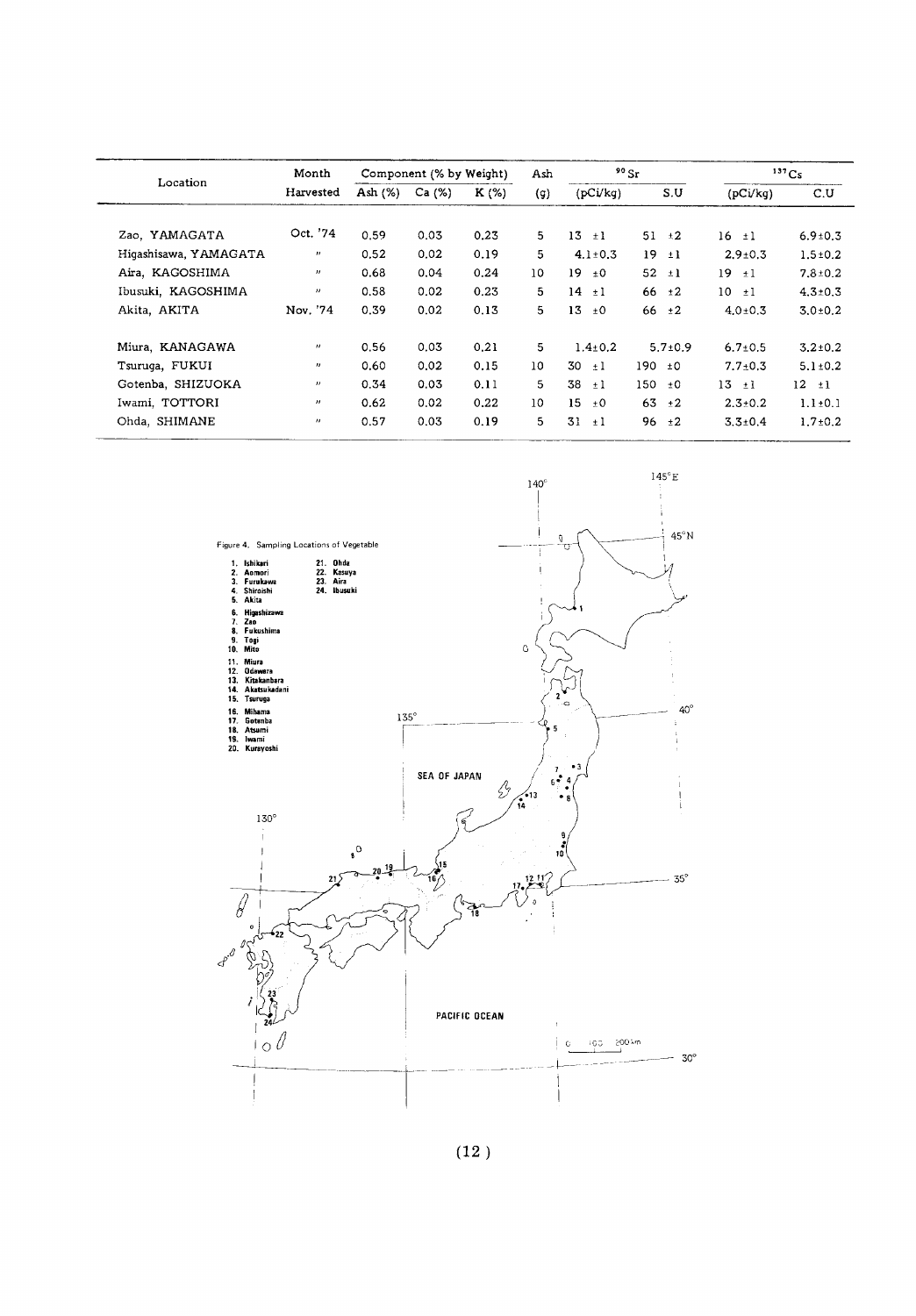| Location | Month Harvested | Component (% by Weight) | | | Ash | $^{90}Sr$ | | $^{137}Cs$ | |
|---|---|---|---|---|---|---|---|---|---|
| | | Ash (%) | Ca (%) | K (%) | (g) | (pCi/kg) | S.U | (pCi/kg) | C.U |
| Zao, YAMAGATA | Oct. '74 | 0.59 | 0.03 | 0.23 | 5 | 13 ±1 | 51 ±2 | 16 ±1 | 6.9±0.3 |
| Higashisawa, YAMAGATA | 〃 | 0.52 | 0.02 | 0.19 | 5 | 4.1±0.3 | 19 ±1 | 2.9±0.3 | 1.5±0.2 |
| Aira, KAGOSHIMA | 〃 | 0.68 | 0.04 | 0.24 | 10 | 19 ±0 | 52 ±1 | 19 ±1 | 7.8±0.2 |
| Ibusuki, KAGOSHIMA | 〃 | 0.58 | 0.02 | 0.23 | 5 | 14 ±1 | 66 ±2 | 10 ±1 | 4.3±0.3 |
| Akita, AKITA | Nov. '74 | 0.39 | 0.02 | 0.13 | 5 | 13 ±0 | 66 ±2 | 4.0±0.3 | 3.0±0.2 |
| Miura, KANAGAWA | 〃 | 0.56 | 0.03 | 0.21 | 5 | 1.4±0.2 | 5.7±0.9 | 6.7±0.5 | 3.2±0.2 |
| Tsuruga, FUKUI | 〃 | 0.60 | 0.02 | 0.15 | 10 | 30 ±1 | 190 ±0 | 7.7±0.3 | 5.1±0.2 |
| Gotenba, SHIZUOKA | 〃 | 0.34 | 0.03 | 0.11 | 5 | 38 ±1 | 150 ±0 | 13 ±1 | 12 ±1 |
| Iwami, TOTTORI | 〃 | 0.62 | 0.02 | 0.22 | 10 | 15 ±0 | 63 ±2 | 2.3±0.2 | 1.1±0.1 |
| Ohda, SHIMANE | 〃 | 0.57 | 0.03 | 0.19 | 5 | 31 ±1 | 96 ±2 | 3.3±0.4 | 1.7±0.2 |

Figure 4. Sampling Locations of Vegetable

1. Ishikari
2. Aomori
3. Furukawa
4. Shiroishi
5. Akita
6. Higashizawa
7. Zao
8. Fukushima
9. Togi
10. Mito
11. Miura
12. Odawara
13. Kitakanbara
14. Akatsukadani
15. Tsuruga
16. Mihama
17. Gotenba
18. Atsumi
19. Iwami
20. Kurayoshi
21. Ohda
22. Kasuya
23. Aira
24. Ibusuki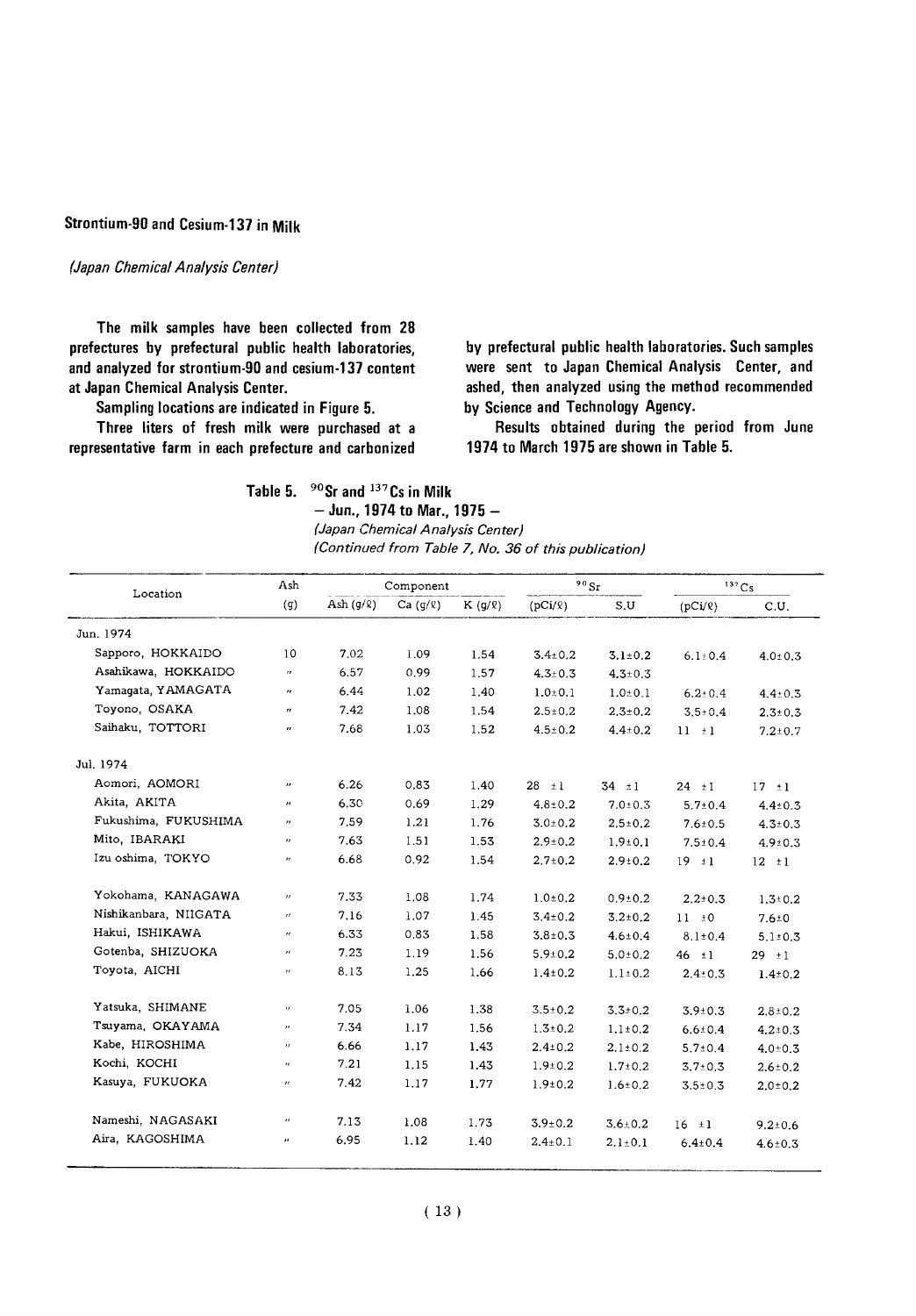## Strontium-90 and Cesium-137 in Milk

*(Japan Chemical Analysis Center)*

**The milk samples have been collected from 28 prefectures by prefectural public health laboratories, and analyzed for strontium-90 and cesium-137 content at Japan Chemical Analysis Center.**

**Sampling locations are indicated in Figure 5.**

**Three liters of fresh milk were purchased at a representative farm in each prefecture and carbonized by prefectural public health laboratories. Such samples were sent to Japan Chemical Analysis Center, and ashed, then analyzed using the method recommended by Science and Technology Agency.**

**Results obtained during the period from June 1974 to March 1975 are shown in Table 5.**

**Table 5. $^{90}$Sr and $^{137}$Cs in Milk**
**— Jun., 1974 to Mar., 1975 —**
*(Japan Chemical Analysis Center)*
*(Continued from Table 7, No. 36 of this publication)*

| Location | Ash | Component | | | $^{90}$Sr | | $^{137}$Cs | |
|---|---|---|---|---|---|---|---|---|
| | (g) | Ash (g/ℓ) | Ca (g/ℓ) | K (g/ℓ) | (pCi/ℓ) | S.U | (pCi/ℓ) | C.U. |
| Jun. 1974 | | | | | | | | |
| Sapporo, HOKKAIDO | 10 | 7.02 | 1.09 | 1.54 | 3.4±0.2 | 3.1±0.2 | 6.1±0.4 | 4.0±0.3 |
| Asahikawa, HOKKAIDO | 〃 | 6.57 | 0.99 | 1.57 | 4.3±0.3 | 4.3±0.3 | | |
| Yamagata, YAMAGATA | 〃 | 6.44 | 1.02 | 1.40 | 1.0±0.1 | 1.0±0.1 | 6.2±0.4 | 4.4±0.3 |
| Toyono, OSAKA | 〃 | 7.42 | 1.08 | 1.54 | 2.5±0.2 | 2.3±0.2 | 3.5±0.4 | 2.3±0.3 |
| Saihaku, TOTTORI | 〃 | 7.68 | 1.03 | 1.52 | 4.5±0.2 | 4.4±0.2 | 11 ±1 | 7.2±0.7 |
| Jul. 1974 | | | | | | | | |
| Aomori, AOMORI | 〃 | 6.26 | 0.83 | 1.40 | 28 ±1 | 34 ±1 | 24 ±1 | 17 ±1 |
| Akita, AKITA | 〃 | 6.30 | 0.69 | 1.29 | 4.8±0.2 | 7.0±0.3 | 5.7±0.4 | 4.4±0.3 |
| Fukushima, FUKUSHIMA | 〃 | 7.59 | 1.21 | 1.76 | 3.0±0.2 | 2.5±0.2 | 7.6±0.5 | 4.3±0.3 |
| Mito, IBARAKI | 〃 | 7.63 | 1.51 | 1.53 | 2.9±0.2 | 1.9±0.1 | 7.5±0.4 | 4.9±0.3 |
| Izu oshima, TOKYO | 〃 | 6.68 | 0.92 | 1.54 | 2.7±0.2 | 2.9±0.2 | 19 ±1 | 12 ±1 |
| Yokohama, KANAGAWA | 〃 | 7.33 | 1.08 | 1.74 | 1.0±0.2 | 0.9±0.2 | 2.2±0.3 | 1.3±0.2 |
| Nishikanbara, NIIGATA | 〃 | 7.16 | 1.07 | 1.45 | 3.4±0.2 | 3.2±0.2 | 11 ±0 | 7.6±0 |
| Hakui, ISHIKAWA | 〃 | 6.33 | 0.83 | 1.58 | 3.8±0.3 | 4.6±0.4 | 8.1±0.4 | 5.1±0.3 |
| Gotenba, SHIZUOKA | 〃 | 7.23 | 1.19 | 1.56 | 5.9±0.2 | 5.0±0.2 | 46 ±1 | 29 ±1 |
| Toyota, AICHI | 〃 | 8.13 | 1.25 | 1.66 | 1.4±0.2 | 1.1±0.2 | 2.4±0.3 | 1.4±0.2 |
| Yatsuka, SHIMANE | 〃 | 7.05 | 1.06 | 1.38 | 3.5±0.2 | 3.3±0.2 | 3.9±0.3 | 2.8±0.2 |
| Tsuyama, OKAYAMA | 〃 | 7.34 | 1.17 | 1.56 | 1.3±0.2 | 1.1±0.2 | 6.6±0.4 | 4.2±0.3 |
| Kabe, HIROSHIMA | 〃 | 6.66 | 1.17 | 1.43 | 2.4±0.2 | 2.1±0.2 | 5.7±0.4 | 4.0±0.3 |
| Kochi, KOCHI | 〃 | 7.21 | 1.15 | 1.43 | 1.9±0.2 | 1.7±0.2 | 3.7±0.3 | 2.6±0.2 |
| Kasuya, FUKUOKA | 〃 | 7.42 | 1.17 | 1.77 | 1.9±0.2 | 1.6±0.2 | 3.5±0.3 | 2.0±0.2 |
| Nameshi, NAGASAKI | 〃 | 7.13 | 1.08 | 1.73 | 3.9±0.2 | 3.6±0.2 | 16 ±1 | 9.2±0.6 |
| Aira, KAGOSHIMA | 〃 | 6.95 | 1.12 | 1.40 | 2.4±0.1 | 2.1±0.1 | 6.4±0.4 | 4.6±0.3 |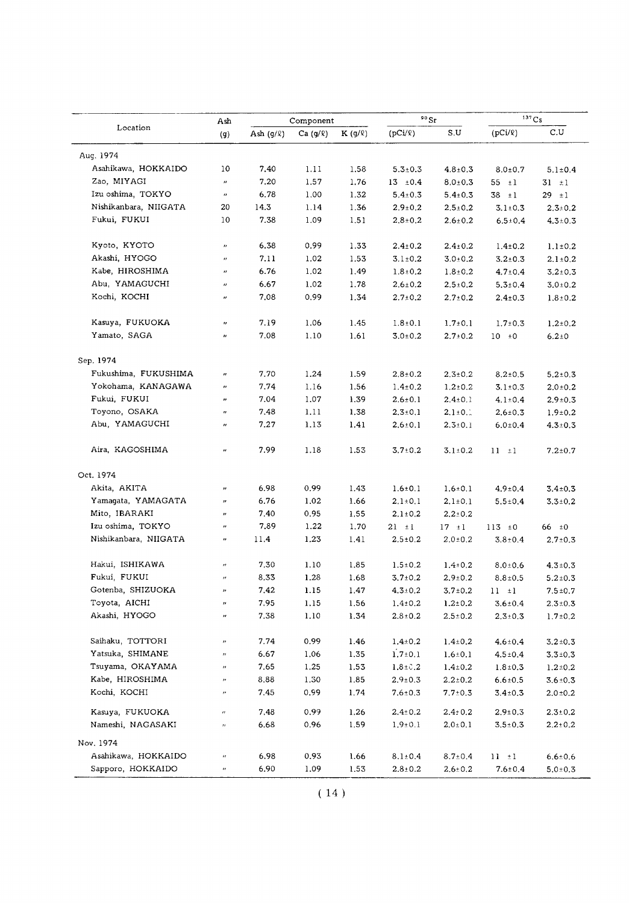| Location | Ash (g) | Component | | | $^{90}$Sr | | $^{137}$Cs | |
|---|---|---|---|---|---|---|---|---|
| | | Ash (g/ℓ) | Ca (g/ℓ) | K (g/ℓ) | (pCi/ℓ) | S.U | (pCi/ℓ) | C.U |
| Aug. 1974 | | | | | | | | |
| Asahikawa, HOKKAIDO | 10 | 7.40 | 1.11 | 1.58 | 5.3±0.3 | 4.8±0.3 | 8.0±0.7 | 5.1±0.4 |
| Zao, MIYAGI | 〃 | 7.20 | 1.57 | 1.76 | 13 ±0.4 | 8.0±0.3 | 55 ±1 | 31 ±1 |
| Izu oshima, TOKYO | 〃 | 6.78 | 1.00 | 1.32 | 5.4±0.3 | 5.4±0.3 | 38 ±1 | 29 ±1 |
| Nishikanbara, NIIGATA | 20 | 14.3 | 1.14 | 1.36 | 2.9±0.2 | 2.5±0.2 | 3.1±0.3 | 2.3±0.2 |
| Fukui, FUKUI | 10 | 7.38 | 1.09 | 1.51 | 2.8±0.2 | 2.6±0.2 | 6.5±0.4 | 4.3±0.3 |
| Kyoto, KYOTO | 〃 | 6.38 | 0.99 | 1.33 | 2.4±0.2 | 2.4±0.2 | 1.4±0.2 | 1.1±0.2 |
| Akashi, HYOGO | 〃 | 7.11 | 1.02 | 1.53 | 3.1±0.2 | 3.0±0.2 | 3.2±0.3 | 2.1±0.2 |
| Kabe, HIROSHIMA | 〃 | 6.76 | 1.02 | 1.49 | 1.8±0.2 | 1.8±0.2 | 4.7±0.4 | 3.2±0.3 |
| Abu, YAMAGUCHI | 〃 | 6.67 | 1.02 | 1.78 | 2.6±0.2 | 2.5±0.2 | 5.3±0.4 | 3.0±0.2 |
| Kochi, KOCHI | 〃 | 7.08 | 0.99 | 1.34 | 2.7±0.2 | 2.7±0.2 | 2.4±0.3 | 1.8±0.2 |
| Kasuya, FUKUOKA | 〃 | 7.19 | 1.06 | 1.45 | 1.8±0.1 | 1.7±0.1 | 1.7±0.3 | 1.2±0.2 |
| Yamato, SAGA | 〃 | 7.08 | 1.10 | 1.61 | 3.0±0.2 | 2.7±0.2 | 10 ±0 | 6.2±0 |
| Sep. 1974 | | | | | | | | |
| Fukushima, FUKUSHIMA | 〃 | 7.70 | 1.24 | 1.59 | 2.8±0.2 | 2.3±0.2 | 8.2±0.5 | 5.2±0.3 |
| Yokohama, KANAGAWA | 〃 | 7.74 | 1.16 | 1.56 | 1.4±0.2 | 1.2±0.2 | 3.1±0.3 | 2.0±0.2 |
| Fukui, FUKUI | 〃 | 7.04 | 1.07 | 1.39 | 2.6±0.1 | 2.4±0.1 | 4.1±0.4 | 2.9±0.3 |
| Toyono, OSAKA | 〃 | 7.48 | 1.11 | 1.38 | 2.3±0.1 | 2.1±0.1 | 2.6±0.3 | 1.9±0.2 |
| Abu, YAMAGUCHI | 〃 | 7.27 | 1.13 | 1.41 | 2.6±0.1 | 2.3±0.1 | 6.0±0.4 | 4.3±0.3 |
| Aira, KAGOSHIMA | 〃 | 7.99 | 1.18 | 1.53 | 3.7±0.2 | 3.1±0.2 | 11 ±1 | 7.2±0.7 |
| Oct. 1974 | | | | | | | | |
| Akita, AKITA | 〃 | 6.98 | 0.99 | 1.43 | 1.6±0.1 | 1.6±0.1 | 4.9±0.4 | 3.4±0.3 |
| Yamagata, YAMAGATA | 〃 | 6.76 | 1.02 | 1.66 | 2.1±0.1 | 2.1±0.1 | 5.5±0.4 | 3.3±0.2 |
| Mito, IBARAKI | 〃 | 7.40 | 0.95 | 1.55 | 2.1±0.2 | 2.2±0.2 | | |
| Izu oshima, TOKYO | 〃 | 7.89 | 1.22 | 1.70 | 21 ±1 | 17 ±1 | 113 ±0 | 66 ±0 |
| Nishikanbara, NIIGATA | 〃 | 11.4 | 1.23 | 1.41 | 2.5±0.2 | 2.0±0.2 | 3.8±0.4 | 2.7±0.3 |
| Hakui, ISHIKAWA | 〃 | 7.30 | 1.10 | 1.85 | 1.5±0.2 | 1.4±0.2 | 8.0±0.6 | 4.3±0.3 |
| Fukui, FUKUI | 〃 | 8.33 | 1.28 | 1.68 | 3.7±0.2 | 2.9±0.2 | 8.8±0.5 | 5.2±0.3 |
| Gotenba, SHIZUOKA | 〃 | 7.42 | 1.15 | 1.47 | 4.3±0.2 | 3.7±0.2 | 11 ±1 | 7.5±0.7 |
| Toyota, AICHI | 〃 | 7.95 | 1.15 | 1.56 | 1.4±0.2 | 1.2±0.2 | 3.6±0.4 | 2.3±0.3 |
| Akashi, HYOGO | 〃 | 7.38 | 1.10 | 1.34 | 2.8±0.2 | 2.5±0.2 | 2.3±0.3 | 1.7±0.2 |
| Saihaku, TOTTORI | 〃 | 7.74 | 0.99 | 1.46 | 1.4±0.2 | 1.4±0.2 | 4.6±0.4 | 3.2±0.3 |
| Yatsuka, SHIMANE | 〃 | 6.67 | 1.06 | 1.35 | 1.7±0.1 | 1.6±0.1 | 4.5±0.4 | 3.3±0.3 |
| Tsuyama, OKAYAMA | 〃 | 7.65 | 1.25 | 1.53 | 1.8±0.2 | 1.4±0.2 | 1.8±0.3 | 1.2±0.2 |
| Kabe, HIROSHIMA | 〃 | 8.88 | 1.30 | 1.85 | 2.9±0.3 | 2.2±0.2 | 6.6±0.5 | 3.6±0.3 |
| Kochi, KOCHI | 〃 | 7.45 | 0.99 | 1.74 | 7.6±0.3 | 7.7±0.3 | 3.4±0.3 | 2.0±0.2 |
| Kasuya, FUKUOKA | 〃 | 7.48 | 0.99 | 1.26 | 2.4±0.2 | 2.4±0.2 | 2.9±0.3 | 2.3±0.2 |
| Nameshi, NAGASAKI | 〃 | 6.68 | 0.96 | 1.59 | 1.9±0.1 | 2.0±0.1 | 3.5±0.3 | 2.2±0.2 |
| Nov. 1974 | | | | | | | | |
| Asahikawa, HOKKAIDO | 〃 | 6.98 | 0.93 | 1.66 | 8.1±0.4 | 8.7±0.4 | 11 ±1 | 6.6±0.6 |
| Sapporo, HOKKAIDO | 〃 | 6.90 | 1.09 | 1.53 | 2.8±0.2 | 2.6±0.2 | 7.6±0.4 | 5.0±0.3 |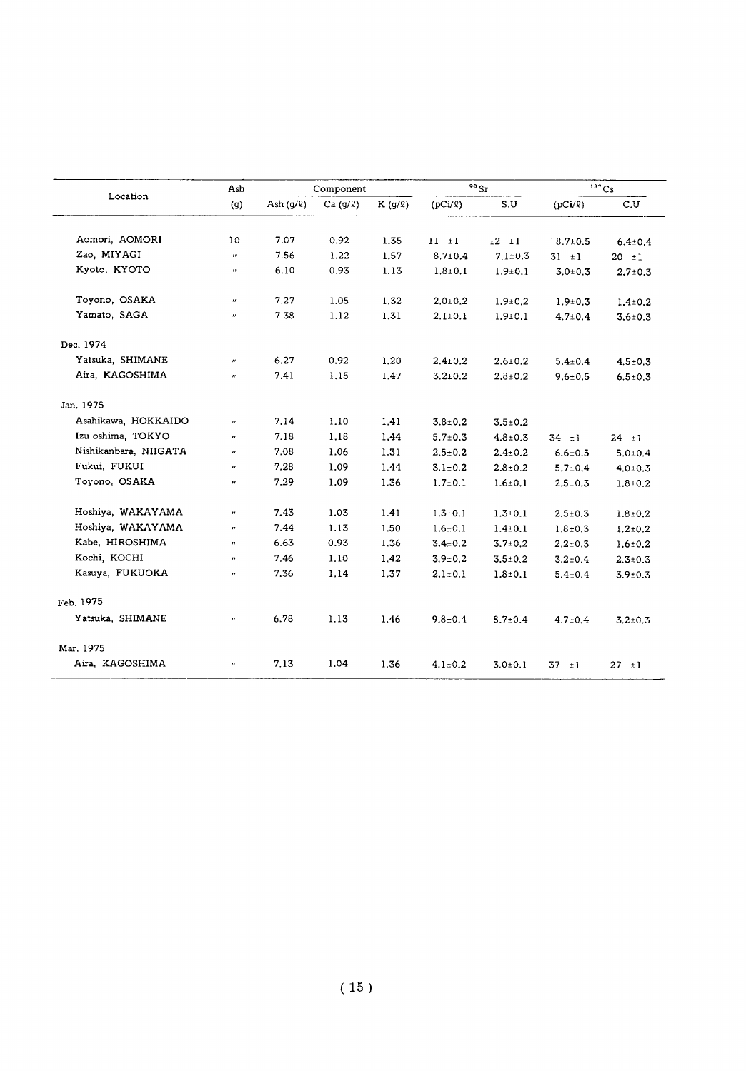| Location | Ash | Component | | | $^{90}Sr$ | | $^{137}Cs$ | |
|---|---|---|---|---|---|---|---|---|
| | (g) | Ash (g/ℓ) | Ca (g/ℓ) | K (g/ℓ) | (pCi/ℓ) | S.U | (pCi/ℓ) | C.U |
| Aomori, AOMORI | 10 | 7.07 | 0.92 | 1.35 | 11 ±1 | 12 ±1 | 8.7±0.5 | 6.4±0.4 |
| Zao, MIYAGI | " | 7.56 | 1.22 | 1.57 | 8.7±0.4 | 7.1±0.3 | 31 ±1 | 20 ±1 |
| Kyoto, KYOTO | " | 6.10 | 0.93 | 1.13 | 1.8±0.1 | 1.9±0.1 | 3.0±0.3 | 2.7±0.3 |
| Toyono, OSAKA | " | 7.27 | 1.05 | 1.32 | 2.0±0.2 | 1.9±0.2 | 1.9±0.3 | 1.4±0.2 |
| Yamato, SAGA | " | 7.38 | 1.12 | 1.31 | 2.1±0.1 | 1.9±0.1 | 4.7±0.4 | 3.6±0.3 |
| Dec. 1974 | | | | | | | | |
| Yatsuka, SHIMANE | " | 6.27 | 0.92 | 1.20 | 2.4±0.2 | 2.6±0.2 | 5.4±0.4 | 4.5±0.3 |
| Aira, KAGOSHIMA | " | 7.41 | 1.15 | 1.47 | 3.2±0.2 | 2.8±0.2 | 9.6±0.5 | 6.5±0.3 |
| Jan. 1975 | | | | | | | | |
| Asahikawa, HOKKAIDO | " | 7.14 | 1.10 | 1.41 | 3.8±0.2 | 3.5±0.2 | | |
| Izu oshima, TOKYO | " | 7.18 | 1.18 | 1.44 | 5.7±0.3 | 4.8±0.3 | 34 ±1 | 24 ±1 |
| Nishikanbara, NIIGATA | " | 7.08 | 1.06 | 1.31 | 2.5±0.2 | 2.4±0.2 | 6.6±0.5 | 5.0±0.4 |
| Fukui, FUKUI | " | 7.28 | 1.09 | 1.44 | 3.1±0.2 | 2.8±0.2 | 5.7±0.4 | 4.0±0.3 |
| Toyono, OSAKA | " | 7.29 | 1.09 | 1.36 | 1.7±0.1 | 1.6±0.1 | 2.5±0.3 | 1.8±0.2 |
| Hoshiya, WAKAYAMA | " | 7.43 | 1.03 | 1.41 | 1.3±0.1 | 1.3±0.1 | 2.5±0.3 | 1.8±0.2 |
| Hoshiya, WAKAYAMA | " | 7.44 | 1.13 | 1.50 | 1.6±0.1 | 1.4±0.1 | 1.8±0.3 | 1.2±0.2 |
| Kabe, HIROSHIMA | " | 6.63 | 0.93 | 1.36 | 3.4±0.2 | 3.7±0.2 | 2.2±0.3 | 1.6±0.2 |
| Kochi, KOCHI | " | 7.46 | 1.10 | 1.42 | 3.9±0.2 | 3.5±0.2 | 3.2±0.4 | 2.3±0.3 |
| Kasuya, FUKUOKA | " | 7.36 | 1.14 | 1.37 | 2.1±0.1 | 1.8±0.1 | 5.4±0.4 | 3.9±0.3 |
| Feb. 1975 | | | | | | | | |
| Yatsuka, SHIMANE | " | 6.78 | 1.13 | 1.46 | 9.8±0.4 | 8.7±0.4 | 4.7±0.4 | 3.2±0.3 |
| Mar. 1975 | | | | | | | | |
| Aira, KAGOSHIMA | " | 7.13 | 1.04 | 1.36 | 4.1±0.2 | 3.0±0.1 | 37 ±1 | 27 ±1 |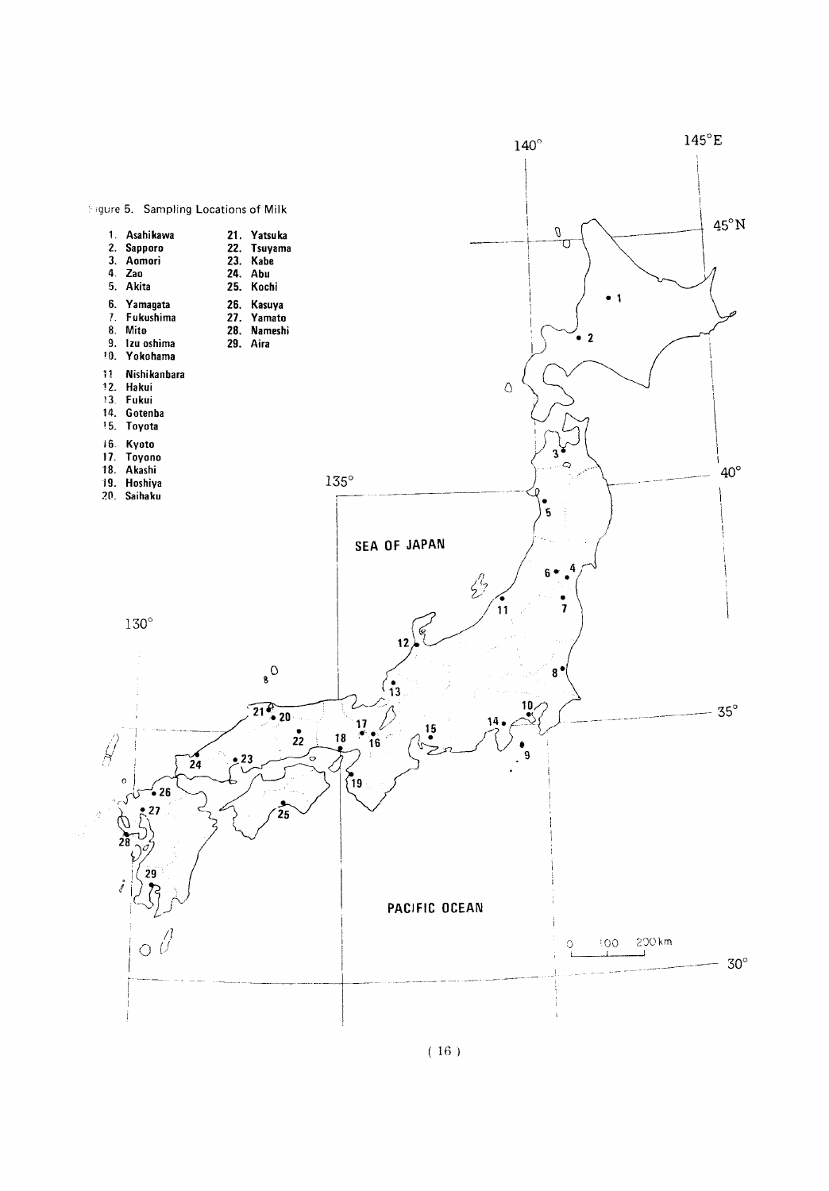Figure 5. Sampling Locations of Milk

1. Asahikawa
2. Sapporo
3. Aomori
4. Zao
5. Akita
6. Yamagata
7. Fukushima
8. Mito
9. Izu oshima
10. Yokohama
11. Nishikanbara
12. Hakui
13. Fukui
14. Gotenba
15. Toyota
16. Kyoto
17. Toyono
18. Akashi
19. Hoshiya
20. Saihaku
21. Yatsuka
22. Tsuyama
23. Kabe
24. Abu
25. Kochi
26. Kasuya
27. Yamato
28. Nameshi
29. Aira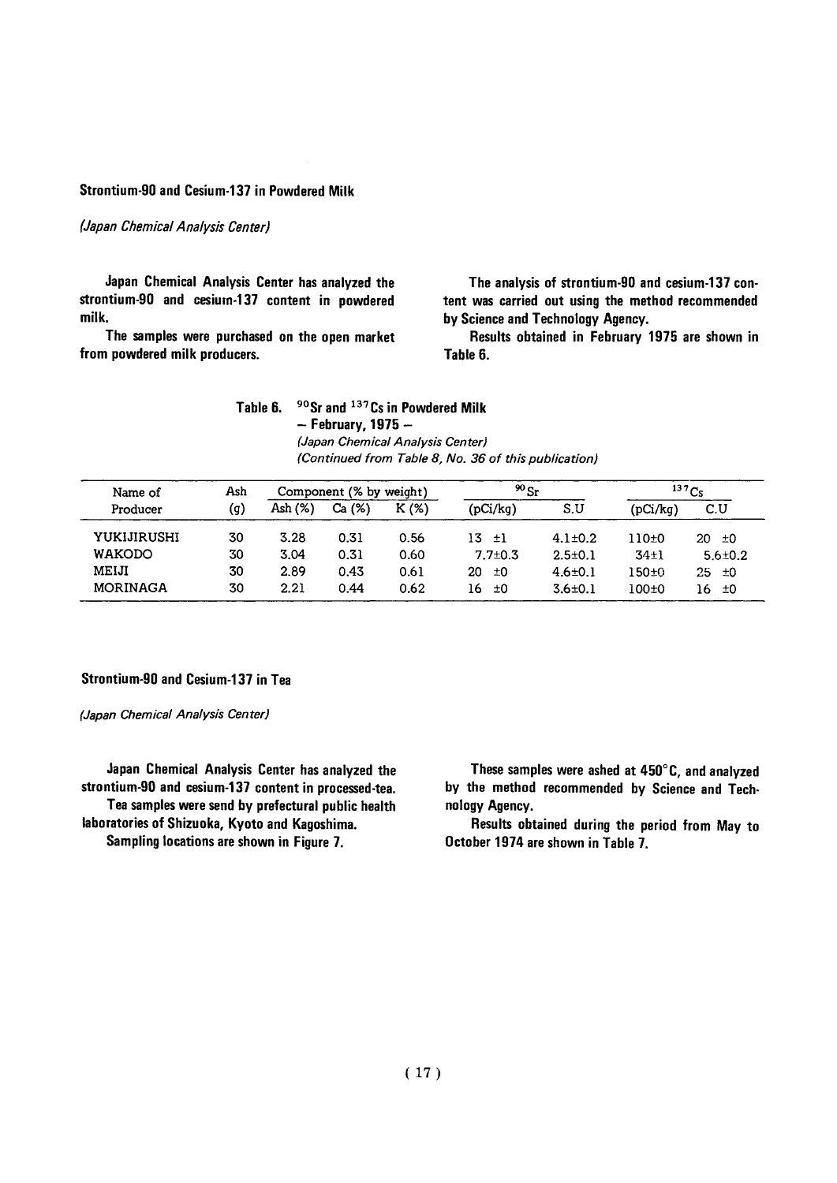### Strontium-90 and Cesium-137 in Powdered Milk

*(Japan Chemical Analysis Center)*

Japan Chemical Analysis Center has analyzed the strontium-90 and cesium-137 content in powdered milk.

The samples were purchased on the open market from powdered milk producers.

The analysis of strontium-90 and cesium-137 content was carried out using the method recommended by Science and Technology Agency.

Results obtained in February 1975 are shown in Table 6.

**Table 6. $^{90}$Sr and $^{137}$Cs in Powdered Milk — February, 1975 —**
*(Japan Chemical Analysis Center)*
*(Continued from Table 8, No. 36 of this publication)*

| Name of Producer | Ash (g) | Component (% by weight) | | | $^{90}$Sr | | $^{137}$Cs | |
|---|---|---|---|---|---|---|---|---|
| | | Ash (%) | Ca (%) | K (%) | (pCi/kg) | S.U | (pCi/kg) | C.U |
| YUKIJIRUSHI | 30 | 3.28 | 0.31 | 0.56 | 13 ±1 | 4.1±0.2 | 110±0 | 20 ±0 |
| WAKODO | 30 | 3.04 | 0.31 | 0.60 | 7.7±0.3 | 2.5±0.1 | 34±1 | 5.6±0.2 |
| MEIJI | 30 | 2.89 | 0.43 | 0.61 | 20 ±0 | 4.6±0.1 | 150±0 | 25 ±0 |
| MORINAGA | 30 | 2.21 | 0.44 | 0.62 | 16 ±0 | 3.6±0.1 | 100±0 | 16 ±0 |

### Strontium-90 and Cesium-137 in Tea

*(Japan Chemical Analysis Center)*

Japan Chemical Analysis Center has analyzed the strontium-90 and cesium-137 content in processed-tea.

Tea samples were send by prefectural public health laboratories of Shizuoka, Kyoto and Kagoshima.

Sampling locations are shown in Figure 7.

These samples were ashed at 450°C, and analyzed by the method recommended by Science and Technology Agency.

Results obtained during the period from May to October 1974 are shown in Table 7.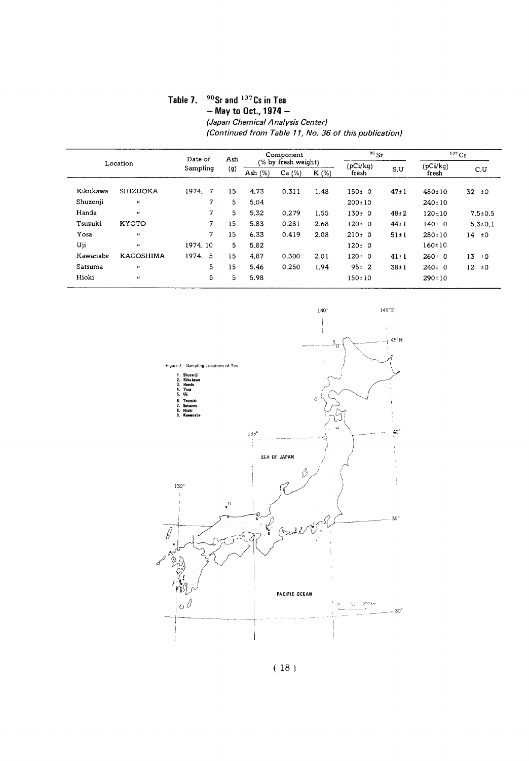## Table 7. $^{90}Sr$ and $^{137}Cs$ in Tea
### — May to Oct., 1974 —

*(Japan Chemical Analysis Center)*
*(Continued from Table 11, No. 36 of this publication)*

| Location | | Date of Sampling | Ash (g) | Component (% by fresh weight) | | | $^{90}Sr$ | | $^{137}Cs$ | |
|---|---|---|---|---|---|---|---|---|---|---|
| | | | | Ash (%) | Ca (%) | K (%) | (pCi/kg) fresh | S.U | (pCi/kg) fresh | C.U |
| Kikukawa | SHIZUOKA | 1974. 7 | 15 | 4.73 | 0.311 | 1.48 | 150± 0 | 47±1 | 480±10 | 32 ±0 |
| Shuzenji | 〃 | 7 | 5 | 5.04 | | | 200±10 | | 240±10 | |
| Handa | 〃 | 7 | 5 | 5.32 | 0.279 | 1.55 | 130± 0 | 48±2 | 120±10 | 7.5±0.5 |
| Tsuzuki | KYOTO | 7 | 15 | 5.83 | 0.281 | 2.68 | 120± 0 | 44±1 | 140± 0 | 5.3±0.1 |
| Yosa | 〃 | 7 | 15 | 6.33 | 0.419 | 2.08 | 210± 0 | 51±1 | 280±10 | 14 ±0 |
| Uji | 〃 | 1974. 10 | 5 | 5.82 | | | 120± 0 | | 160±10 | |
| Kawanabe | KAGOSHIMA | 1974. 5 | 15 | 4.87 | 0.300 | 2.01 | 120± 0 | 41±1 | 260± 0 | 13 ±0 |
| Satsuma | 〃 | 5 | 15 | 5.46 | 0.250 | 1.94 | 95± 2 | 38±1 | 240± 0 | 12 ±0 |
| Hioki | 〃 | 5 | 5 | 5.98 | | | 150±10 | | 290±10 | |

Figure 7. Sampling Locations of Tea

1. Shuzenji
2. Kikukawa
3. Handa
4. Yosa
5. Uji
6. Tsuzuki
7. Satsuma
8. Hioki
9. Kawanabe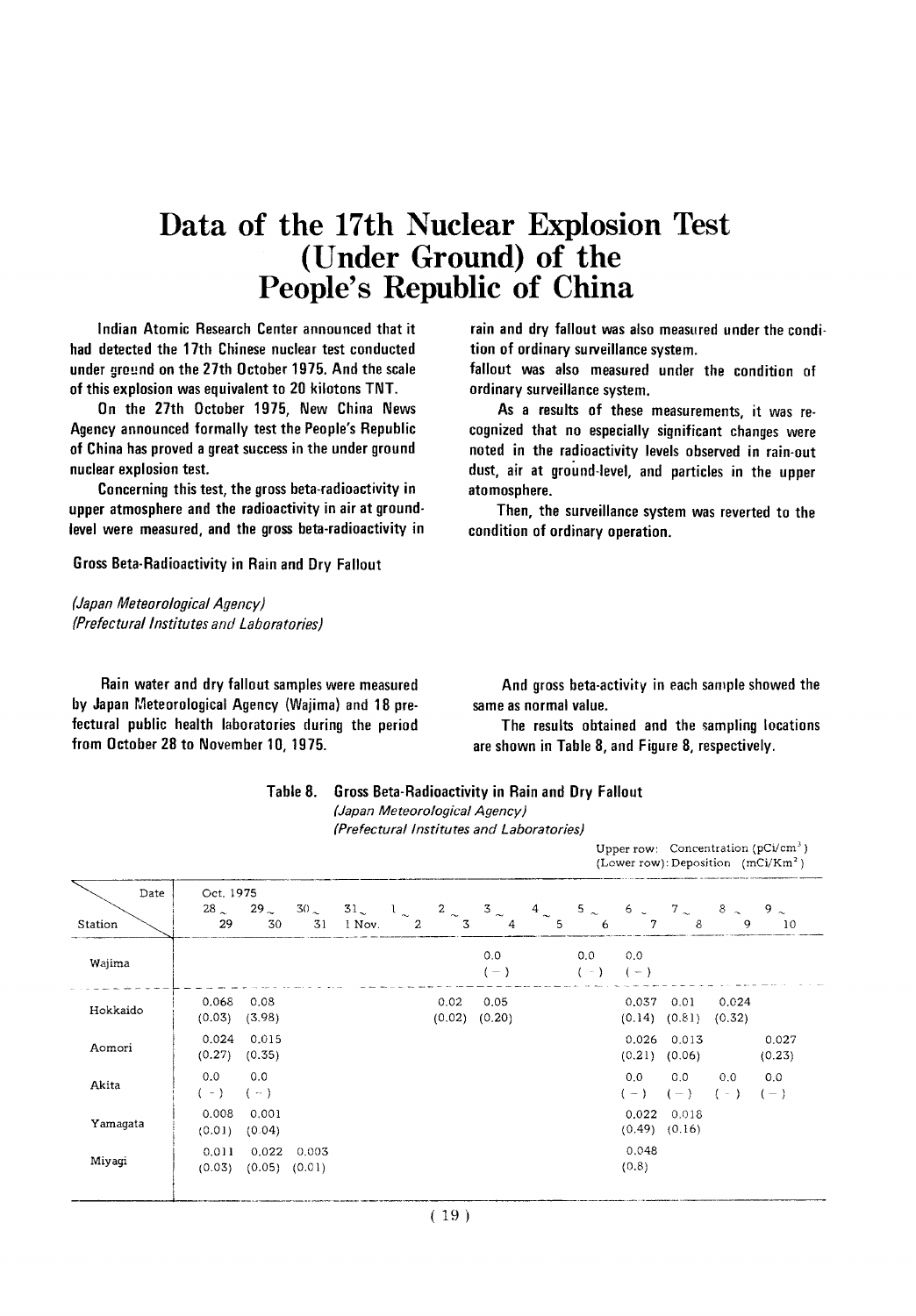# Data of the 17th Nuclear Explosion Test (Under Ground) of the People's Republic of China

Indian Atomic Research Center announced that it had detected the 17th Chinese nuclear test conducted under ground on the 27th October 1975. And the scale of this explosion was equivalent to 20 kilotons TNT.

On the 27th October 1975, New China News Agency announced formally test the People's Republic of China has proved a great success in the under ground nuclear explosion test.

Concerning this test, the gross beta-radioactivity in upper atmosphere and the radioactivity in air at ground-level were measured, and the gross beta-radioactivity in rain and dry fallout was also measured under the condition of ordinary surveillance system.

fallout was also measured under the condition of ordinary surveillance system.

As a results of these measurements, it was recognized that no especially significant changes were noted in the radioactivity levels observed in rain-out dust, air at ground-level, and particles in the upper atomosphere.

Then, the surveillance system was reverted to the condition of ordinary operation.

## Gross Beta-Radioactivity in Rain and Dry Fallout

*(Japan Meteorological Agency)*
*(Prefectural Institutes and Laboratories)*

Rain water and dry fallout samples were measured by Japan Meteorological Agency (Wajima) and 18 prefectural public health laboratories during the period from October 28 to November 10, 1975.

And gross beta-activity in each sample showed the same as normal value.

The results obtained and the sampling locations are shown in Table 8, and Figure 8, respectively.

**Table 8. Gross Beta-Radioactivity in Rain and Dry Fallout**
*(Japan Meteorological Agency)*
*(Prefectural Institutes and Laboratories)*

Upper row: Concentration (pCi/cm$^3$)
(Lower row): Deposition (mCi/Km$^2$)

| Station \ Date (Oct. 1975) | 28~29 | 29~30 | 30~31 | 31~1 Nov. | 1~2 | 2~3 | 3~4 | 4~5 | 5~6 | 6~7 | 7~8 | 8~9 | 9~10 |
|---|---|---|---|---|---|---|---|---|---|---|---|---|---|
| Wajima | | | | | | | 0.0<br>(−) | | 0.0<br>(−) | 0.0<br>(−) | | | |
| Hokkaido | 0.068<br>(0.03) | 0.08<br>(3.98) | | | | 0.02<br>(0.02) | 0.05<br>(0.20) | | | 0.037<br>(0.14) | 0.01<br>(0.81) | 0.024<br>(0.32) | |
| Aomori | 0.024<br>(0.27) | 0.015<br>(0.35) | | | | | | | | 0.026<br>(0.21) | 0.013<br>(0.06) | | 0.027<br>(0.23) |
| Akita | 0.0<br>(−) | 0.0<br>(−) | | | | | | | | 0.0<br>(−) | 0.0<br>(−) | 0.0<br>(−) | 0.0<br>(−) |
| Yamagata | 0.008<br>(0.01) | 0.001<br>(0.04) | | | | | | | | 0.022<br>(0.49) | 0.018<br>(0.16) | | |
| Miyagi | 0.011<br>(0.03) | 0.022<br>(0.05) | 0.003<br>(0.01) | | | | | | | 0.048<br>(0.8) | | | |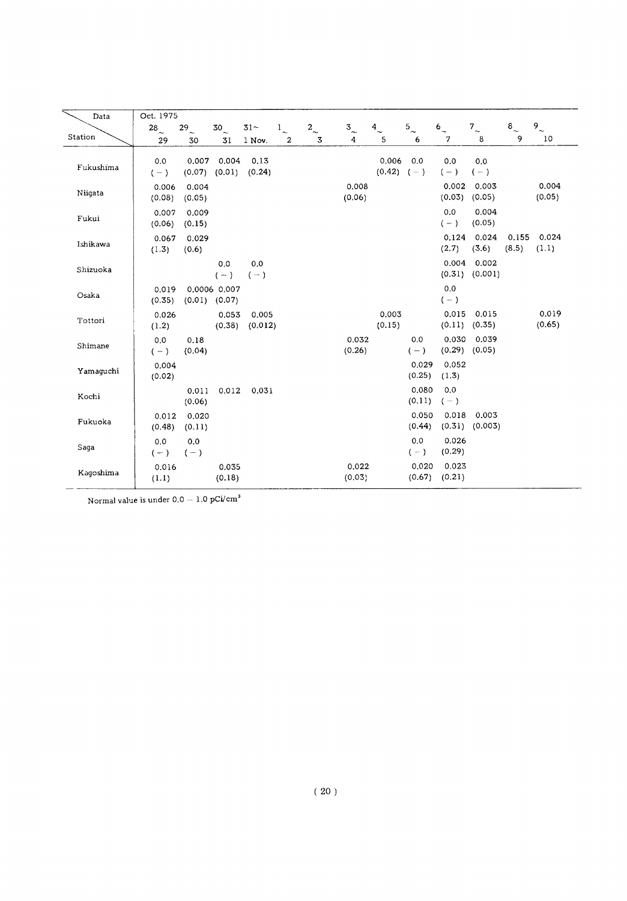| Station \ Data | Oct. 1975 28~29 | 29~30 | 30~31 | 31~1 Nov. | 1~2 | 2~3 | 3~4 | 4~5 | 5~6 | 6~7 | 7~8 | 8~9 | 9~10 |
|---|---|---|---|---|---|---|---|---|---|---|---|---|---|
| Fukushima | 0.0 (−) | 0.007 (0.07) | 0.004 (0.01) | 0.13 (0.24) | | | | 0.006 (0.42) | 0.0 (−) | 0.0 (−) | 0.0 (−) | | |
| Niigata | 0.006 (0.08) | 0.004 (0.05) | | | | | 0.008 (0.06) | | | 0.002 (0.03) | 0.003 (0.05) | | 0.004 (0.05) |
| Fukui | 0.007 (0.06) | 0.009 (0.15) | | | | | | | | 0.0 (−) | 0.004 (0.05) | | |
| Ishikawa | 0.067 (1.3) | 0.029 (0.6) | | | | | | | | 0.124 (2.7) | 0.024 (3.6) | 0.155 (8.5) | 0.024 (1.1) |
| Shizuoka | | | 0.0 (−) | 0.0 (−) | | | | | | 0.004 (0.31) | 0.002 (0.001) | | |
| Osaka | 0.019 (0.35) | 0.0006 (0.01) | 0.007 (0.07) | | | | | | | 0.0 (−) | | | |
| Tottori | 0.026 (1.2) | | 0.053 (0.38) | 0.005 (0.012) | | | | 0.003 (0.15) | | 0.015 (0.11) | 0.015 (0.35) | | 0.019 (0.65) |
| Shimane | 0.0 (−) | 0.18 (0.04) | | | | | 0.032 (0.26) | | 0.0 (−) | 0.030 (0.29) | 0.039 (0.05) | | |
| Yamaguchi | 0.004 (0.02) | | | | | | | | 0.029 (0.25) | 0.052 (1.3) | | | |
| Kochi | | 0.011 (0.06) | 0.012 | 0.031 | | | | | 0.080 (0.11) | 0.0 (−) | | | |
| Fukuoka | 0.012 (0.48) | 0.020 (0.11) | | | | | | | 0.050 (0.44) | 0.018 (0.31) | 0.003 (0.003) | | |
| Saga | 0.0 (−) | 0.0 (−) | | | | | | | 0.0 (−) | 0.026 (0.29) | | | |
| Kagoshima | 0.016 (1.1) | | 0.035 (0.18) | | | | 0.022 (0.03) | | 0.020 (0.67) | 0.023 (0.21) | | | |

Normal value is under 0.0 − 1.0 pCi/cm$^3$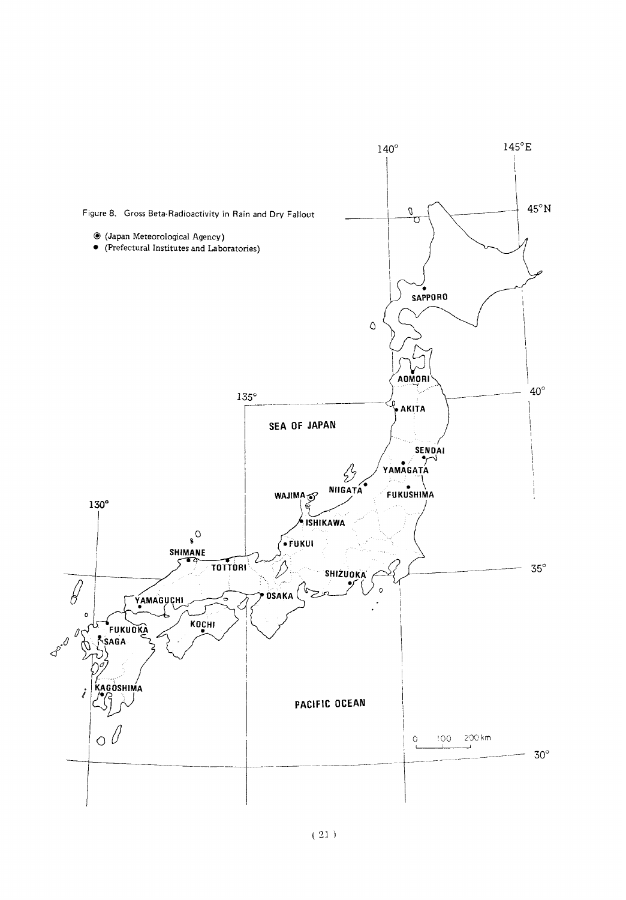Figure 8. Gross Beta-Radioactivity in Rain and Dry Fallout

◉ (Japan Meteorological Agency)
● (Prefectural Institutes and Laboratories)

SAPPORO, AOMORI, AKITA, SENDAI, YAMAGATA, NIIGATA, FUKUSHIMA, WAJIMA, ISHIKAWA, FUKUI, SHIMANE, TOTTORI, SHIZUOKA, OSAKA, YAMAGUCHI, KOCHI, FUKUOKA, SAGA, KAGOSHIMA

SEA OF JAPAN

PACIFIC OCEAN

130°, 135°, 140°, 145°E, 30°, 35°, 40°, 45°N

0 100 200 km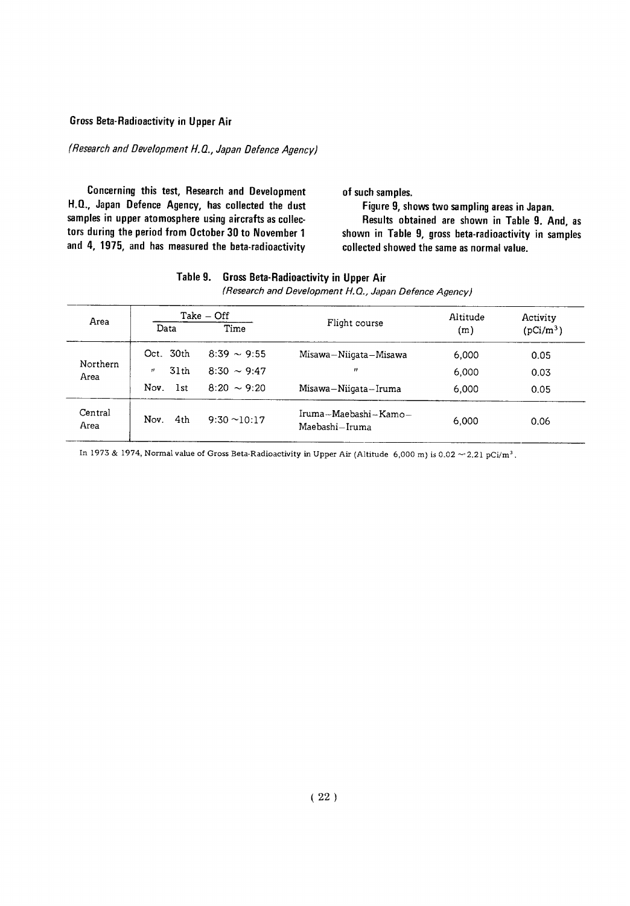## Gross Beta-Radioactivity in Upper Air

*(Research and Development H.Q., Japan Defence Agency)*

**Concerning this test, Research and Development H.Q., Japan Defence Agency, has collected the dust samples in upper atomosphere using aircrafts as collectors during the period from October 30 to November 1 and 4, 1975, and has measured the beta-radioactivity of such samples.**

**Figure 9, shows two sampling areas in Japan.**

**Results obtained are shown in Table 9. And, as shown in Table 9, gross beta-radioactivity in samples collected showed the same as normal value.**

**Table 9. Gross Beta-Radioactivity in Upper Air**

*(Research and Development H.Q., Japan Defence Agency)*

| Area | Take – Off | | Flight course | Altitude (m) | Activity ($pCi/m^3$) |
|---|---|---|---|---|---|
| | Data | Time | | | |
| Northern Area | Oct. 30th | 8:39 ~ 9:55 | Misawa–Niigata–Misawa | 6,000 | 0.05 |
| | 〃 31th | 8:30 ~ 9:47 | 〃 | 6,000 | 0.03 |
| | Nov. 1st | 8:20 ~ 9:20 | Misawa–Niigata–Iruma | 6,000 | 0.05 |
| Central Area | Nov. 4th | 9:30 ~10:17 | Iruma–Maebashi–Kamo–Maebashi–Iruma | 6,000 | 0.06 |

In 1973 & 1974, Normal value of Gross Beta-Radioactivity in Upper Air (Altitude 6,000 m) is 0.02 ~ 2.21 $pCi/m^3$.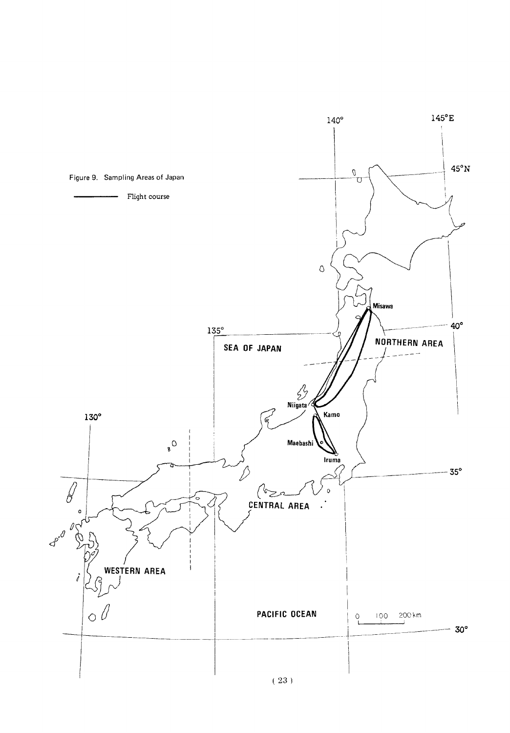Figure 9. Sampling Areas of Japan

——— Flight course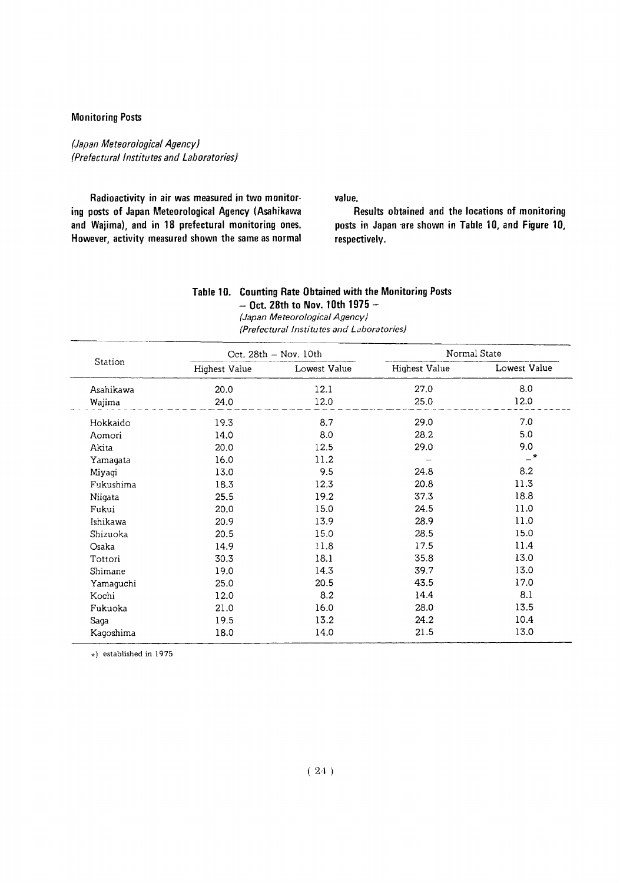## Monitoring Posts

*(Japan Meteorological Agency)*
*(Prefectural Institutes and Laboratories)*

Radioactivity in air was measured in two monitoring posts of Japan Meteorological Agency (Asahikawa and Wajima), and in 18 prefectural monitoring ones. However, activity measured shown the same as normal value.

Results obtained and the locations of monitoring posts in Japan are shown in Table 10, and Figure 10, respectively.

**Table 10. Counting Rate Obtained with the Monitoring Posts – Oct. 28th to Nov. 10th 1975 –**

*(Japan Meteorological Agency)*
*(Prefectural Institutes and Laboratories)*

| Station | Oct. 28th – Nov. 10th | | Normal State | |
|---|---|---|---|---|
| | Highest Value | Lowest Value | Highest Value | Lowest Value |
| Asahikawa | 20.0 | 12.1 | 27.0 | 8.0 |
| Wajima | 24.0 | 12.0 | 25.0 | 12.0 |
| Hokkaido | 19.3 | 8.7 | 29.0 | 7.0 |
| Aomori | 14.0 | 8.0 | 28.2 | 5.0 |
| Akita | 20.0 | 12.5 | 29.0 | 9.0 |
| Yamagata | 16.0 | 11.2 | – | –* |
| Miyagi | 13.0 | 9.5 | 24.8 | 8.2 |
| Fukushima | 18.3 | 12.3 | 20.8 | 11.3 |
| Niigata | 25.5 | 19.2 | 37.3 | 18.8 |
| Fukui | 20.0 | 15.0 | 24.5 | 11.0 |
| Ishikawa | 20.9 | 13.9 | 28.9 | 11.0 |
| Shizuoka | 20.5 | 15.0 | 28.5 | 15.0 |
| Osaka | 14.9 | 11.8 | 17.5 | 11.4 |
| Tottori | 30.3 | 18.1 | 35.8 | 13.0 |
| Shimane | 19.0 | 14.3 | 39.7 | 13.0 |
| Yamaguchi | 25.0 | 20.5 | 43.5 | 17.0 |
| Kochi | 12.0 | 8.2 | 14.4 | 8.1 |
| Fukuoka | 21.0 | 16.0 | 28.0 | 13.5 |
| Saga | 19.5 | 13.2 | 24.2 | 10.4 |
| Kagoshima | 18.0 | 14.0 | 21.5 | 13.0 |

*) established in 1975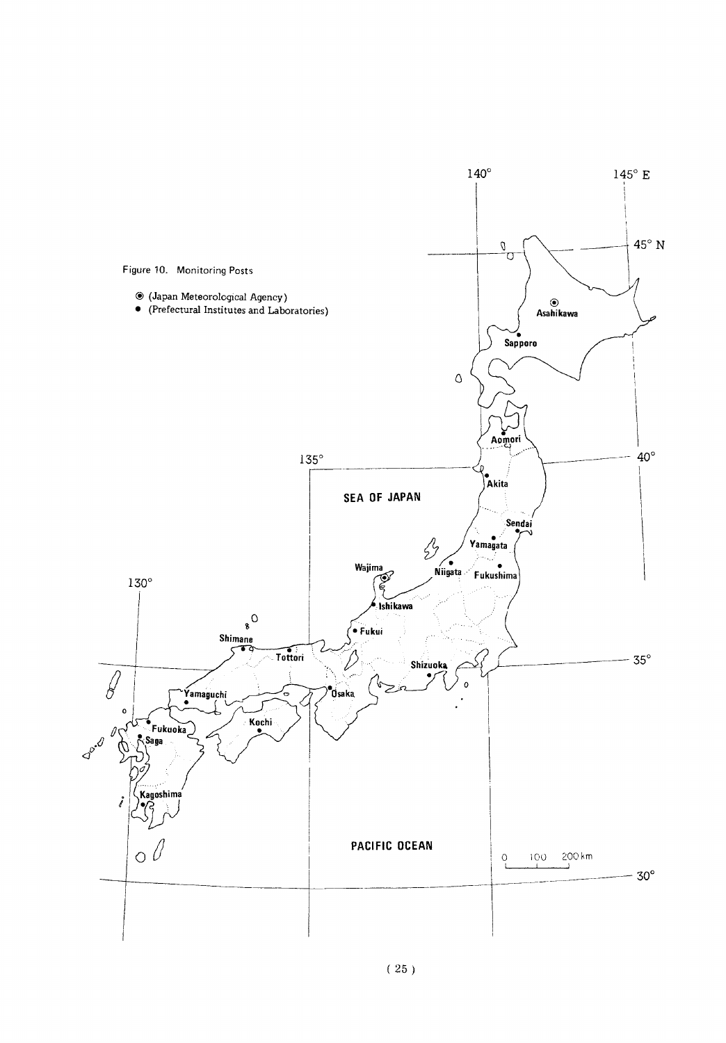Figure 10. Monitoring Posts

◉ (Japan Meteorological Agency)
● (Prefectural Institutes and Laboratories)

Asahikawa, Sapporo, Aomori, Akita, Sendai, Yamagata, Niigata, Fukushima, Wajima, Ishikawa, Fukui, Shimane, Tottori, Shizuoka, Yamaguchi, Osaka, Kochi, Fukuoka, Saga, Kagoshima

SEA OF JAPAN

PACIFIC OCEAN

130°, 135°, 140°, 145° E

30°, 35°, 40°, 45° N

0 100 200 km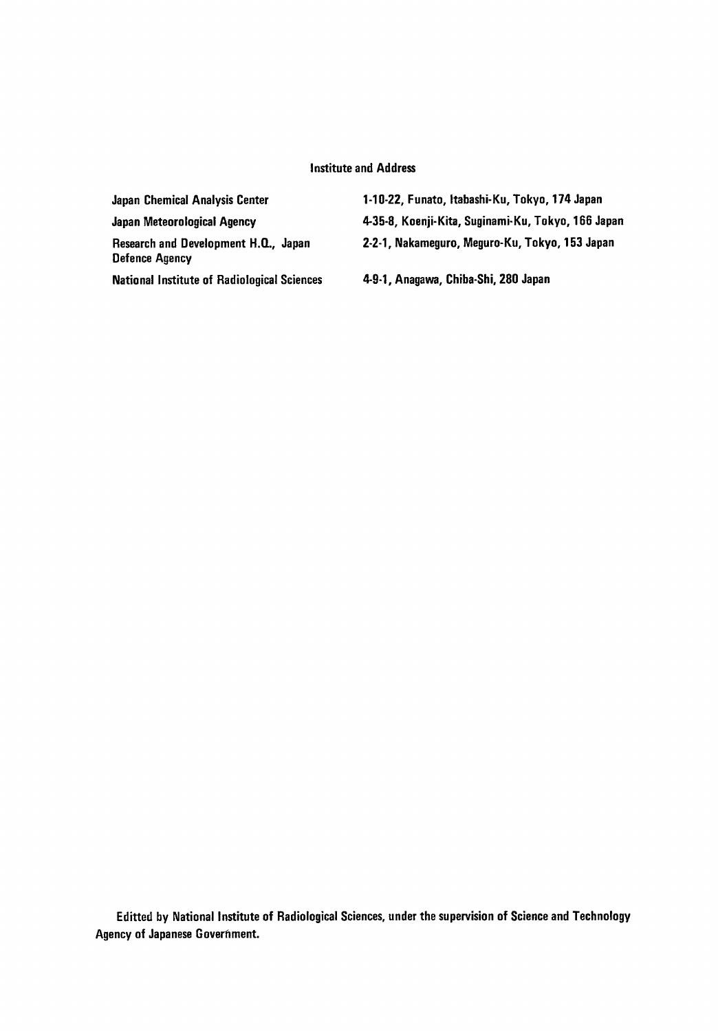## Institute and Address

| | |
|---|---|
| **Japan Chemical Analysis Center** | **1-10-22, Funato, Itabashi-Ku, Tokyo, 174 Japan** |
| **Japan Meteorological Agency** | **4-35-8, Koenji-Kita, Suginami-Ku, Tokyo, 166 Japan** |
| **Research and Development H.Q., Japan Defence Agency** | **2-2-1, Nakameguro, Meguro-Ku, Tokyo, 153 Japan** |
| **National Institute of Radiological Sciences** | **4-9-1, Anagawa, Chiba-Shi, 280 Japan** |

**Editted by National Institute of Radiological Sciences, under the supervision of Science and Technology Agency of Japanese Government.**